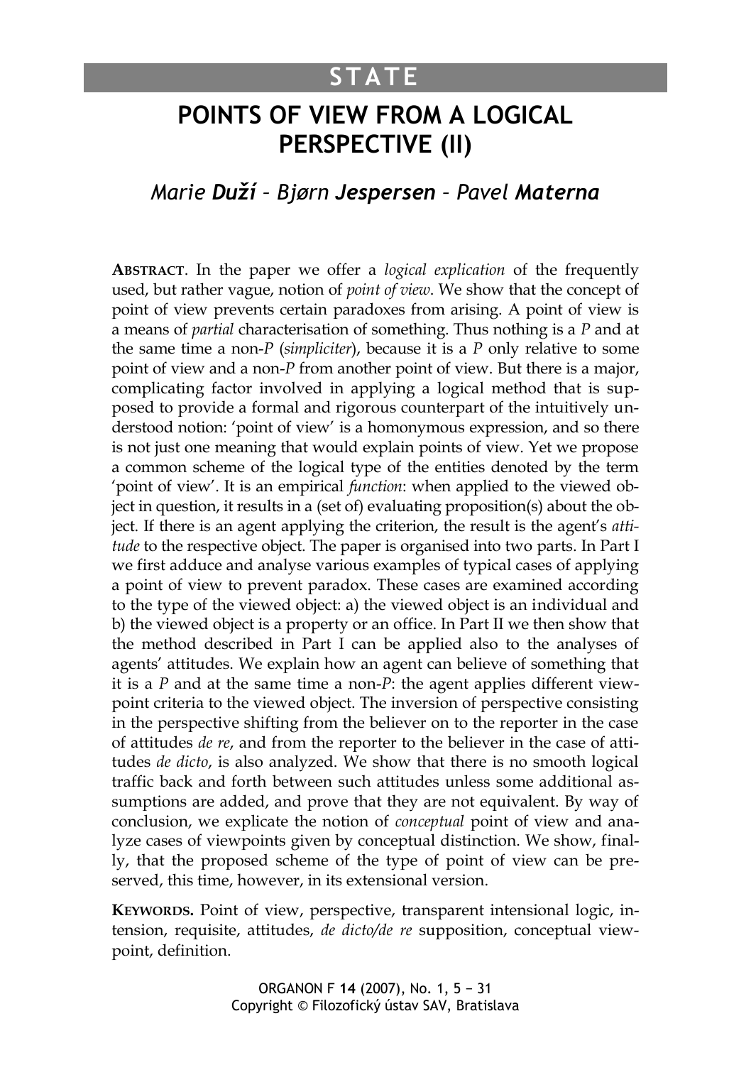STATE

# POINTS OF VIEW FROM A LOGICAL PERSPECTIVE (II)

*Marie **Duží** – Bjørn **Jespersen** – Pavel **Materna***

**ABSTRACT**. In the paper we offer a *logical explication* of the frequently used, but rather vague, notion of *point of view*. We show that the concept of point of view prevents certain paradoxes from arising. A point of view is a means of *partial* characterisation of something. Thus nothing is a *P* and at the same time a non-*P* (*simpliciter*), because it is a *P* only relative to some point of view and a non-*P* from another point of view. But there is a major, complicating factor involved in applying a logical method that is supposed to provide a formal and rigorous counterpart of the intuitively understood notion: 'point of view' is a homonymous expression, and so there is not just one meaning that would explain points of view. Yet we propose a common scheme of the logical type of the entities denoted by the term 'point of view'. It is an empirical *function*: when applied to the viewed object in question, it results in a (set of) evaluating proposition(s) about the object. If there is an agent applying the criterion, the result is the agent's *attitude* to the respective object. The paper is organised into two parts. In Part I we first adduce and analyse various examples of typical cases of applying a point of view to prevent paradox. These cases are examined according to the type of the viewed object: a) the viewed object is an individual and b) the viewed object is a property or an office. In Part II we then show that the method described in Part I can be applied also to the analyses of agents' attitudes. We explain how an agent can believe of something that it is a *P* and at the same time a non-*P*: the agent applies different viewpoint criteria to the viewed object. The inversion of perspective consisting in the perspective shifting from the believer on to the reporter in the case of attitudes *de re*, and from the reporter to the believer in the case of attitudes *de dicto*, is also analyzed. We show that there is no smooth logical traffic back and forth between such attitudes unless some additional assumptions are added, and prove that they are not equivalent. By way of conclusion, we explicate the notion of *conceptual* point of view and analyze cases of viewpoints given by conceptual distinction. We show, finally, that the proposed scheme of the type of point of view can be preserved, this time, however, in its extensional version.

**KEYWORDS.** Point of view, perspective, transparent intensional logic, intension, requisite, attitudes, *de dicto/de re* supposition, conceptual viewpoint, definition.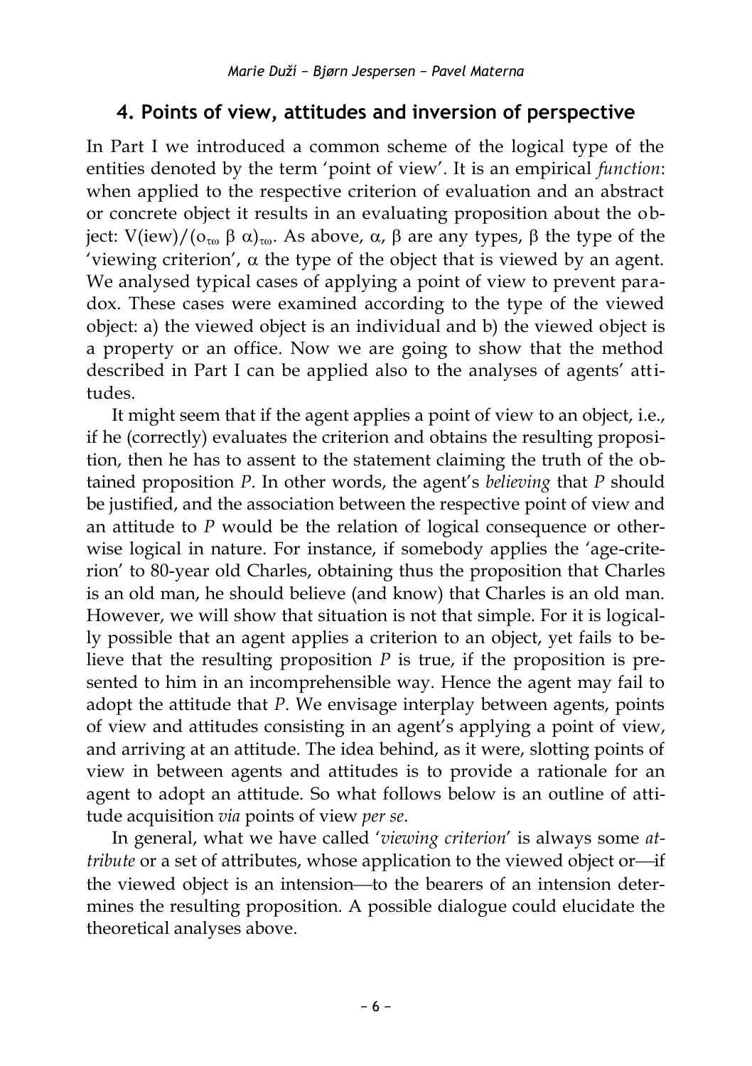## 4. Points of view, attitudes and inversion of perspective

In Part I we introduced a common scheme of the logical type of the entities denoted by the term 'point of view'. It is an empirical *function*: when applied to the respective criterion of evaluation and an abstract or concrete object it results in an evaluating proposition about the object: $V(iew)/(o_{\tau\omega}\ \beta\ \alpha)_{\tau\omega}$. As above, $\alpha$, $\beta$ are any types, $\beta$ the type of the 'viewing criterion', $\alpha$ the type of the object that is viewed by an agent. We analysed typical cases of applying a point of view to prevent paradox. These cases were examined according to the type of the viewed object: a) the viewed object is an individual and b) the viewed object is a property or an office. Now we are going to show that the method described in Part I can be applied also to the analyses of agents' attitudes.

It might seem that if the agent applies a point of view to an object, i.e., if he (correctly) evaluates the criterion and obtains the resulting proposition, then he has to assent to the statement claiming the truth of the obtained proposition *P*. In other words, the agent's *believing* that *P* should be justified, and the association between the respective point of view and an attitude to *P* would be the relation of logical consequence or otherwise logical in nature. For instance, if somebody applies the 'age-criterion' to 80-year old Charles, obtaining thus the proposition that Charles is an old man, he should believe (and know) that Charles is an old man. However, we will show that situation is not that simple. For it is logically possible that an agent applies a criterion to an object, yet fails to believe that the resulting proposition *P* is true, if the proposition is presented to him in an incomprehensible way. Hence the agent may fail to adopt the attitude that *P*. We envisage interplay between agents, points of view and attitudes consisting in an agent's applying a point of view, and arriving at an attitude. The idea behind, as it were, slotting points of view in between agents and attitudes is to provide a rationale for an agent to adopt an attitude. So what follows below is an outline of attitude acquisition *via* points of view *per se*.

In general, what we have called '*viewing criterion*' is always some *attribute* or a set of attributes, whose application to the viewed object or—if the viewed object is an intension—to the bearers of an intension determines the resulting proposition. A possible dialogue could elucidate the theoretical analyses above.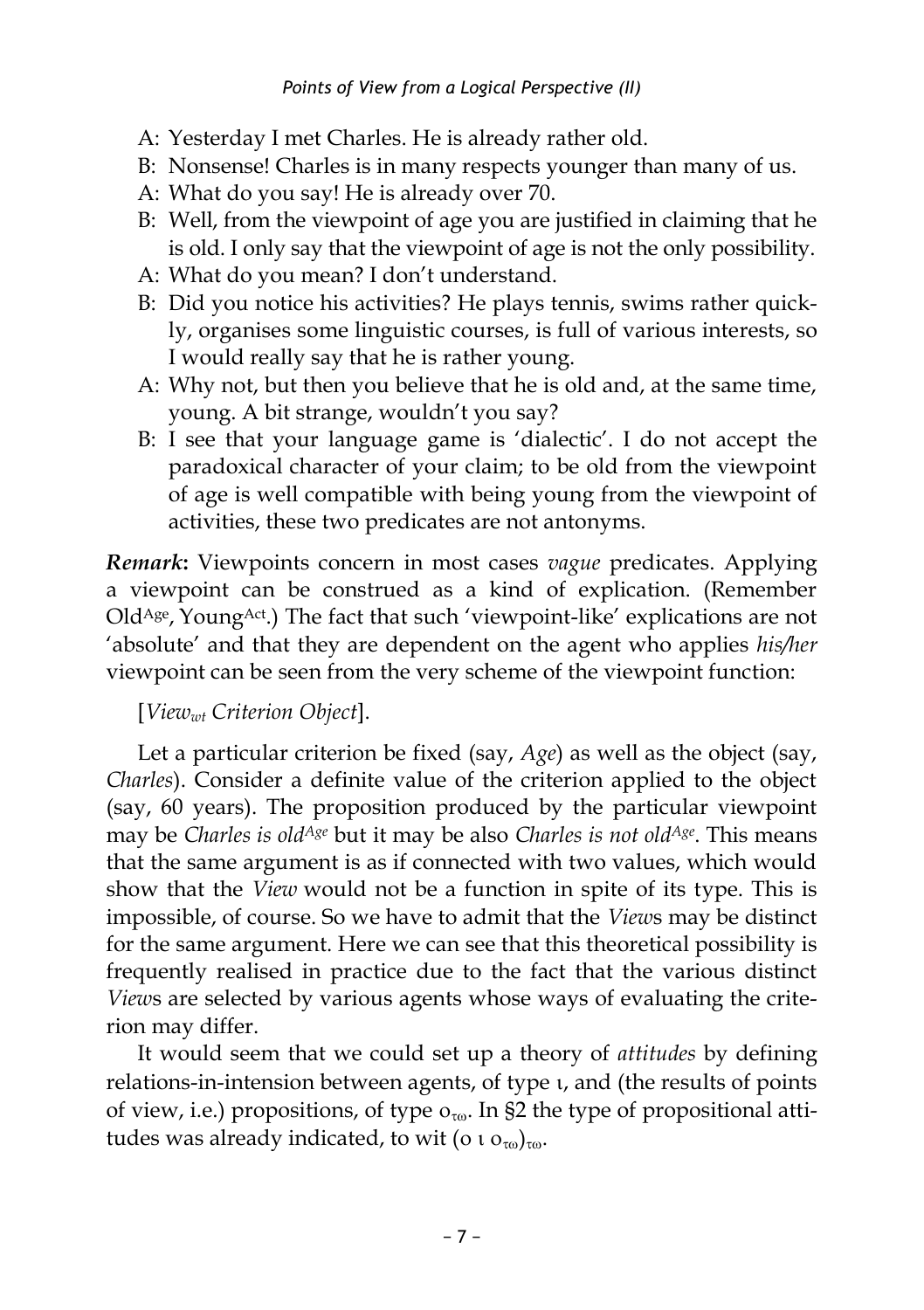A: Yesterday I met Charles. He is already rather old.

B: Nonsense! Charles is in many respects younger than many of us.

A: What do you say! He is already over 70.

B: Well, from the viewpoint of age you are justified in claiming that he is old. I only say that the viewpoint of age is not the only possibility.

A: What do you mean? I don't understand.

B: Did you notice his activities? He plays tennis, swims rather quickly, organises some linguistic courses, is full of various interests, so I would really say that he is rather young.

A: Why not, but then you believe that he is old and, at the same time, young. A bit strange, wouldn't you say?

B: I see that your language game is 'dialectic'. I do not accept the paradoxical character of your claim; to be old from the viewpoint of age is well compatible with being young from the viewpoint of activities, these two predicates are not antonyms.

***Remark*:** Viewpoints concern in most cases *vague* predicates. Applying a viewpoint can be construed as a kind of explication. (Remember $\text{Old}^{\text{Age}}$, $\text{Young}^{\text{Act}}$.) The fact that such 'viewpoint-like' explications are not 'absolute' and that they are dependent on the agent who applies *his/her* viewpoint can be seen from the very scheme of the viewpoint function:

[$View_{wt}$ *Criterion Object*].

Let a particular criterion be fixed (say, *Age*) as well as the object (say, *Charles*). Consider a definite value of the criterion applied to the object (say, 60 years). The proposition produced by the particular viewpoint may be *Charles is old*$^{Age}$ but it may be also *Charles is not old*$^{Age}$. This means that the same argument is as if connected with two values, which would show that the *View* would not be a function in spite of its type. This is impossible, of course. So we have to admit that the *View*s may be distinct for the same argument. Here we can see that this theoretical possibility is frequently realised in practice due to the fact that the various distinct *View*s are selected by various agents whose ways of evaluating the criterion may differ.

It would seem that we could set up a theory of *attitudes* by defining relations-in-intension between agents, of type $\iota$, and (the results of points of view, i.e.) propositions, of type $o_{\tau\omega}$. In §2 the type of propositional attitudes was already indicated, to wit $(o\ \iota\ o_{\tau\omega})_{\tau\omega}$.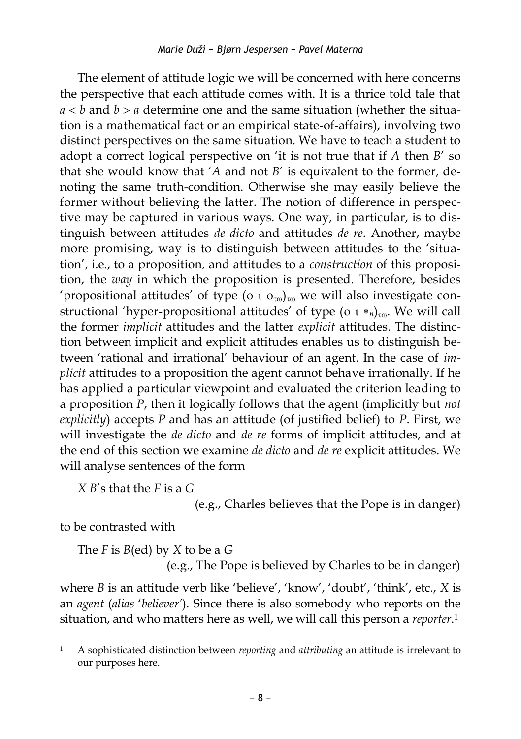The element of attitude logic we will be concerned with here concerns the perspective that each attitude comes with. It is a thrice told tale that $a < b$ and $b > a$ determine one and the same situation (whether the situation is a mathematical fact or an empirical state-of-affairs), involving two distinct perspectives on the same situation. We have to teach a student to adopt a correct logical perspective on 'it is not true that if *A* then *B*' so that she would know that '*A* and not *B*' is equivalent to the former, denoting the same truth-condition. Otherwise she may easily believe the former without believing the latter. The notion of difference in perspective may be captured in various ways. One way, in particular, is to distinguish between attitudes *de dicto* and attitudes *de re*. Another, maybe more promising, way is to distinguish between attitudes to the 'situation', i.e., to a proposition, and attitudes to a *construction* of this proposition, the *way* in which the proposition is presented. Therefore, besides 'propositional attitudes' of type $(o\ \iota\ o_{\tau\omega})_{\tau\omega}$ we will also investigate constructional 'hyper-propositional attitudes' of type $(o\ \iota\ *_n)_{\tau\omega}$. We will call the former *implicit* attitudes and the latter *explicit* attitudes. The distinction between implicit and explicit attitudes enables us to distinguish between 'rational and irrational' behaviour of an agent. In the case of *implicit* attitudes to a proposition the agent cannot behave irrationally. If he has applied a particular viewpoint and evaluated the criterion leading to a proposition *P*, then it logically follows that the agent (implicitly but *not explicitly*) accepts *P* and has an attitude (of justified belief) to *P*. First, we will investigate the *de dicto* and *de re* forms of implicit attitudes, and at the end of this section we examine *de dicto* and *de re* explicit attitudes. We will analyse sentences of the form

*X B*'s that the *F* is a *G*

(e.g., Charles believes that the Pope is in danger)

to be contrasted with

The *F* is *B*(ed) by *X* to be a *G*

(e.g., The Pope is believed by Charles to be in danger)

where *B* is an attitude verb like 'believe', 'know', 'doubt', 'think', etc., *X* is an *agent* (*alias* '*believer*'). Since there is also somebody who reports on the situation, and who matters here as well, we will call this person a *reporter*.[1]

[1] A sophisticated distinction between *reporting* and *attributing* an attitude is irrelevant to our purposes here.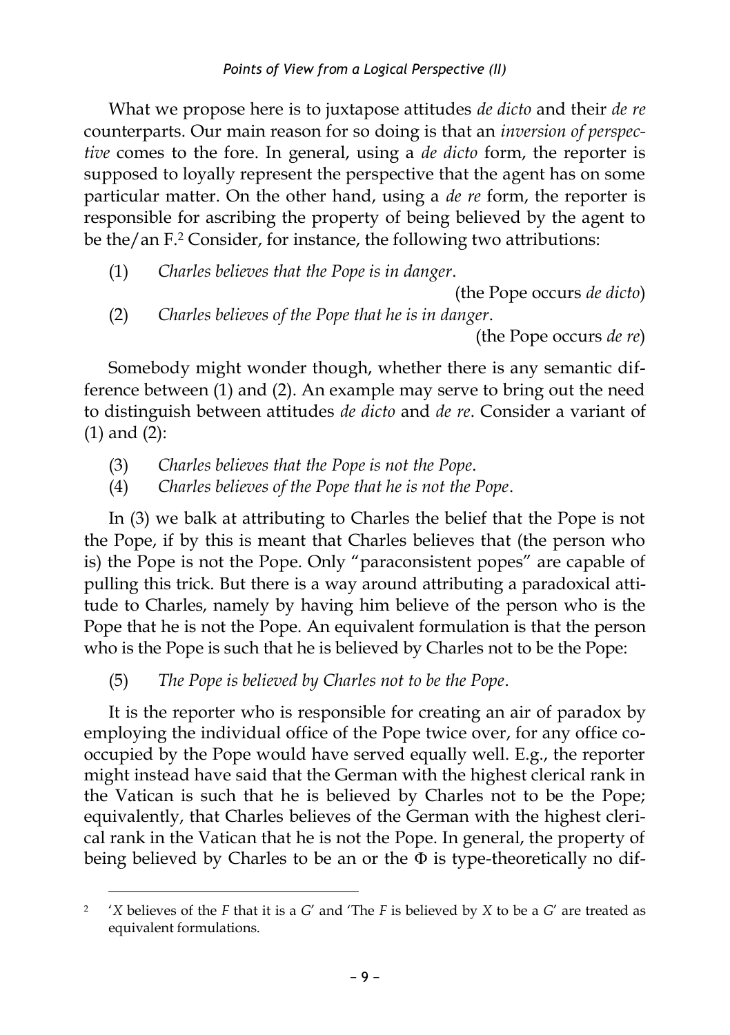What we propose here is to juxtapose attitudes *de dicto* and their *de re* counterparts. Our main reason for so doing is that an *inversion of perspective* comes to the fore. In general, using a *de dicto* form, the reporter is supposed to loyally represent the perspective that the agent has on some particular matter. On the other hand, using a *de re* form, the reporter is responsible for ascribing the property of being believed by the agent to be the/an F.[2] Consider, for instance, the following two attributions:

(1) *Charles believes that the Pope is in danger*. (the Pope occurs *de dicto*)

(2) *Charles believes of the Pope that he is in danger*. (the Pope occurs *de re*)

Somebody might wonder though, whether there is any semantic difference between (1) and (2). An example may serve to bring out the need to distinguish between attitudes *de dicto* and *de re*. Consider a variant of (1) and (2):

(3) *Charles believes that the Pope is not the Pope*.

(4) *Charles believes of the Pope that he is not the Pope*.

In (3) we balk at attributing to Charles the belief that the Pope is not the Pope, if by this is meant that Charles believes that (the person who is) the Pope is not the Pope. Only "paraconsistent popes" are capable of pulling this trick. But there is a way around attributing a paradoxical attitude to Charles, namely by having him believe of the person who is the Pope that he is not the Pope. An equivalent formulation is that the person who is the Pope is such that he is believed by Charles not to be the Pope:

(5) *The Pope is believed by Charles not to be the Pope*.

It is the reporter who is responsible for creating an air of paradox by employing the individual office of the Pope twice over, for any office co-occupied by the Pope would have served equally well. E.g., the reporter might instead have said that the German with the highest clerical rank in the Vatican is such that he is believed by Charles not to be the Pope; equivalently, that Charles believes of the German with the highest clerical rank in the Vatican that he is not the Pope. In general, the property of being believed by Charles to be an or the $\Phi$ is type-theoretically no dif-

[2] '*X* believes of the *F* that it is a *G*' and 'The *F* is believed by *X* to be a *G*' are treated as equivalent formulations.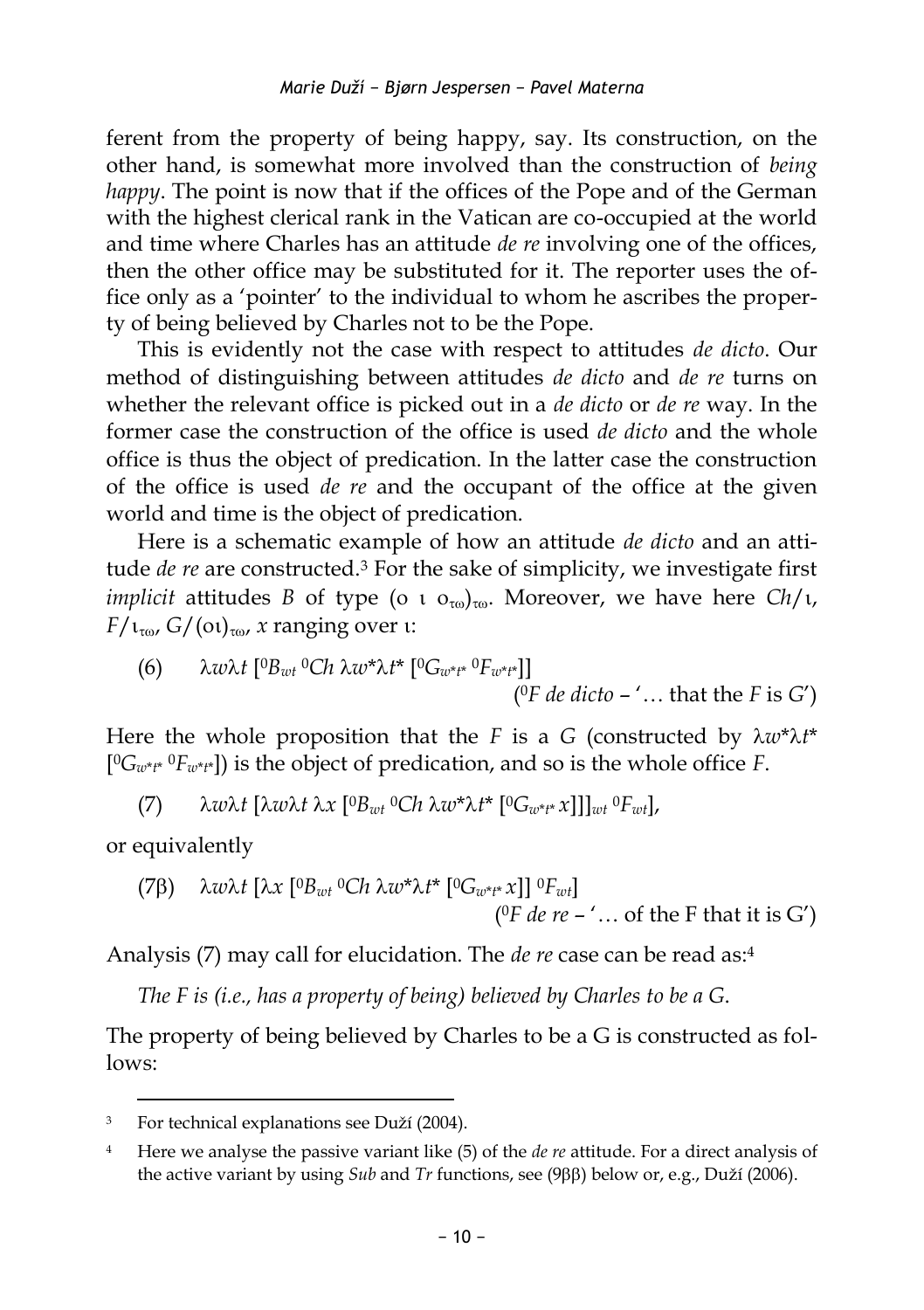ferent from the property of being happy, say. Its construction, on the other hand, is somewhat more involved than the construction of *being happy*. The point is now that if the offices of the Pope and of the German with the highest clerical rank in the Vatican are co-occupied at the world and time where Charles has an attitude *de re* involving one of the offices, then the other office may be substituted for it. The reporter uses the office only as a 'pointer' to the individual to whom he ascribes the property of being believed by Charles not to be the Pope.

This is evidently not the case with respect to attitudes *de dicto*. Our method of distinguishing between attitudes *de dicto* and *de re* turns on whether the relevant office is picked out in a *de dicto* or *de re* way. In the former case the construction of the office is used *de dicto* and the whole office is thus the object of predication. In the latter case the construction of the office is used *de re* and the occupant of the office at the given world and time is the object of predication.

Here is a schematic example of how an attitude *de dicto* and an attitude *de re* are constructed.[3] For the sake of simplicity, we investigate first *implicit* attitudes $B$ of type $(o\ \iota\ o_{\tau\omega})_{\tau\omega}$. Moreover, we have here $Ch/\iota$, $F/\iota_{\tau\omega}$, $G/(o\iota)_{\tau\omega}$, $x$ ranging over $\iota$:

(6) $\lambda w \lambda t\ [{}^0B_{wt}\ {}^0Ch\ \lambda w^* \lambda t^*\ [{}^0G_{w^*t^*}\ {}^0F_{w^*t^*}]]$
($^0F$ *de dicto* – '… that the $F$ is $G$')

Here the whole proposition that the $F$ is a $G$ (constructed by $\lambda w^* \lambda t^*\ [{}^0G_{w^*t^*}\ {}^0F_{w^*t^*}]$) is the object of predication, and so is the whole office $F$.

(7) $\lambda w \lambda t\ [\lambda w \lambda t\ \lambda x\ [{}^0B_{wt}\ {}^0Ch\ \lambda w^* \lambda t^*\ [{}^0G_{w^*t^*}\ x]]]_{wt}\ {}^0F_{wt}]$,

or equivalently

(7β) $\lambda w \lambda t\ [\lambda x\ [{}^0B_{wt}\ {}^0Ch\ \lambda w^* \lambda t^*\ [{}^0G_{w^*t^*}\ x]]\ {}^0F_{wt}]$
($^0F$ *de re* – '… of the F that it is G')

Analysis (7) may call for elucidation. The *de re* case can be read as:[4]

*The F is (i.e., has a property of being) believed by Charles to be a G.*

The property of being believed by Charles to be a G is constructed as follows:

---

[3] For technical explanations see Duží (2004).

[4] Here we analyse the passive variant like (5) of the *de re* attitude. For a direct analysis of the active variant by using *Sub* and *Tr* functions, see (9ββ) below or, e.g., Duží (2006).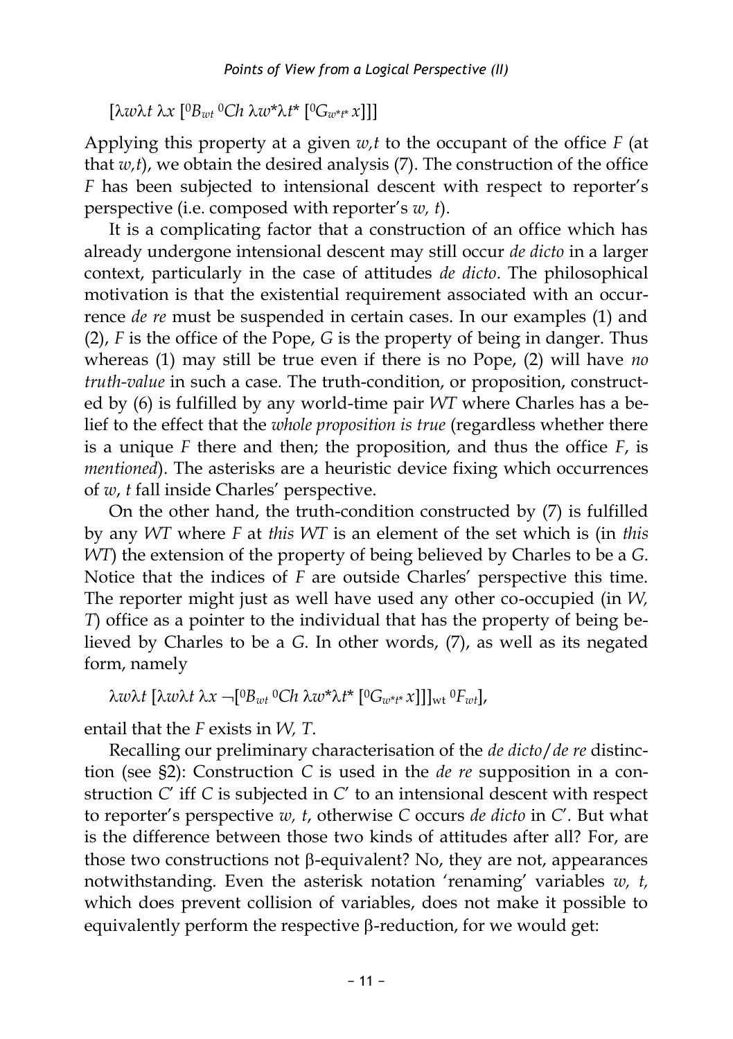$$[\lambda w \lambda t\ \lambda x\ [{}^0B_{wt}\ {}^0Ch\ \lambda w^*\lambda t^*\ [{}^0G_{w^*t^*}\ x]]]$$

Applying this property at a given $w,t$ to the occupant of the office $F$ (at that $w,t$), we obtain the desired analysis (7). The construction of the office $F$ has been subjected to intensional descent with respect to reporter's perspective (i.e. composed with reporter's $w, t$).

It is a complicating factor that a construction of an office which has already undergone intensional descent may still occur *de dicto* in a larger context, particularly in the case of attitudes *de dicto*. The philosophical motivation is that the existential requirement associated with an occurrence *de re* must be suspended in certain cases. In our examples (1) and (2), $F$ is the office of the Pope, $G$ is the property of being in danger. Thus whereas (1) may still be true even if there is no Pope, (2) will have *no truth-value* in such a case. The truth-condition, or proposition, constructed by (6) is fulfilled by any world-time pair $WT$ where Charles has a belief to the effect that the *whole proposition is true* (regardless whether there is a unique $F$ there and then; the proposition, and thus the office $F$, is *mentioned*). The asterisks are a heuristic device fixing which occurrences of $w$, $t$ fall inside Charles' perspective.

On the other hand, the truth-condition constructed by (7) is fulfilled by any $WT$ where $F$ at *this* $WT$ is an element of the set which is (in *this* $WT$) the extension of the property of being believed by Charles to be a $G$. Notice that the indices of $F$ are outside Charles' perspective this time. The reporter might just as well have used any other co-occupied (in $W$, $T$) office as a pointer to the individual that has the property of being believed by Charles to be a $G$. In other words, (7), as well as its negated form, namely

$$\lambda w \lambda t\ [\lambda w \lambda t\ \lambda x\ \neg[{}^0B_{wt}\ {}^0Ch\ \lambda w^*\lambda t^*\ [{}^0G_{w^*t^*}\ x]]]_{wt}\ {}^0F_{wt}],$$

entail that the $F$ exists in $W$, $T$.

Recalling our preliminary characterisation of the *de dicto*/*de re* distinction (see §2): Construction $C$ is used in the *de re* supposition in a construction $C'$ iff $C$ is subjected in $C'$ to an intensional descent with respect to reporter's perspective $w$, $t$, otherwise $C$ occurs *de dicto* in $C'$. But what is the difference between those two kinds of attitudes after all? For, are those two constructions not β-equivalent? No, they are not, appearances notwithstanding. Even the asterisk notation 'renaming' variables $w$, $t$, which does prevent collision of variables, does not make it possible to equivalently perform the respective β-reduction, for we would get: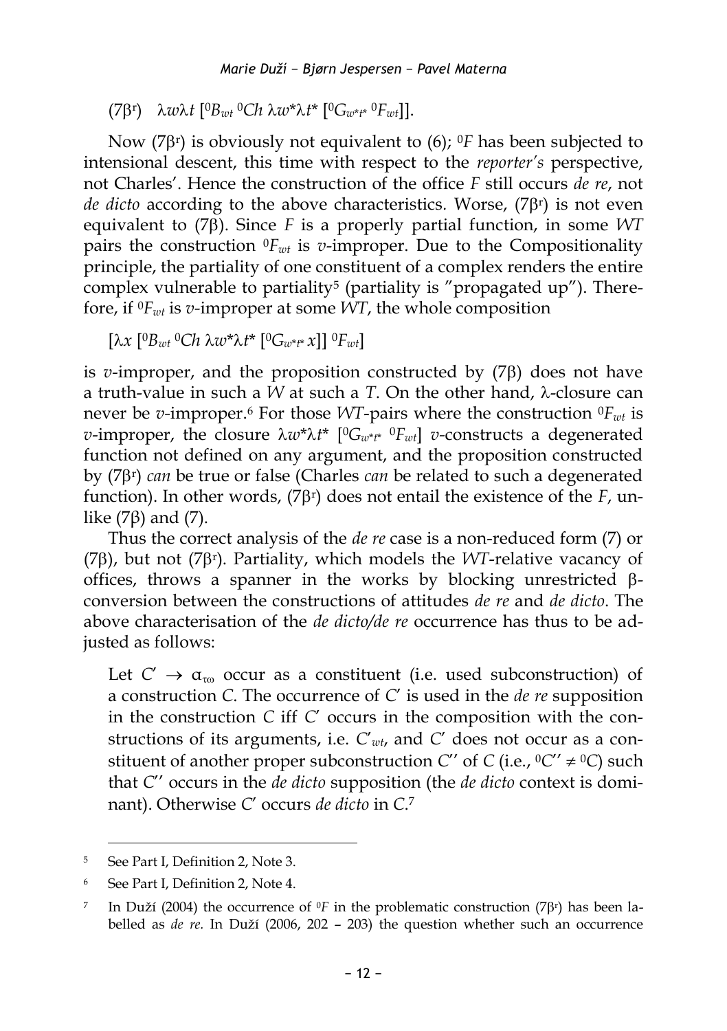($7\beta^r$) $\lambda w \lambda t\ [{}^0B_{wt}\ {}^0Ch\ \lambda w^* \lambda t^*\ [{}^0G_{w^*t^*}\ {}^0F_{wt}]]$.

Now ($7\beta^r$) is obviously not equivalent to (6); ${}^0F$ has been subjected to intensional descent, this time with respect to the *reporter's* perspective, not Charles'. Hence the construction of the office $F$ still occurs *de re*, not *de dicto* according to the above characteristics. Worse, ($7\beta^r$) is not even equivalent to ($7\beta$). Since $F$ is a properly partial function, in some $WT$ pairs the construction ${}^0F_{wt}$ is $v$-improper. Due to the Compositionality principle, the partiality of one constituent of a complex renders the entire complex vulnerable to partiality[5] (partiality is "propagated up"). Therefore, if ${}^0F_{wt}$ is $v$-improper at some $WT$, the whole composition

$[\lambda x\ [{}^0B_{wt}\ {}^0Ch\ \lambda w^* \lambda t^*\ [{}^0G_{w^*t^*}\ x]]\ {}^0F_{wt}]$

is $v$-improper, and the proposition constructed by ($7\beta$) does not have a truth-value in such a $W$ at such a $T$. On the other hand, $\lambda$-closure can never be $v$-improper.[6] For those $WT$-pairs where the construction ${}^0F_{wt}$ is $v$-improper, the closure $\lambda w^* \lambda t^*\ [{}^0G_{w^*t^*}\ {}^0F_{wt}]$ $v$-constructs a degenerated function not defined on any argument, and the proposition constructed by ($7\beta^r$) *can* be true or false (Charles *can* be related to such a degenerated function). In other words, ($7\beta^r$) does not entail the existence of the $F$, unlike ($7\beta$) and (7).

Thus the correct analysis of the *de re* case is a non-reduced form (7) or ($7\beta$), but not ($7\beta^r$). Partiality, which models the $WT$-relative vacancy of offices, throws a spanner in the works by blocking unrestricted $\beta$-conversion between the constructions of attitudes *de re* and *de dicto*. The above characterisation of the *de dicto/de re* occurrence has thus to be adjusted as follows:

> Let $C' \rightarrow \alpha_{\tau\omega}$ occur as a constituent (i.e. used subconstruction) of a construction $C$. The occurrence of $C'$ is used in the *de re* supposition in the construction $C$ iff $C'$ occurs in the composition with the constructions of its arguments, i.e. $C'_{wt}$, and $C'$ does not occur as a constituent of another proper subconstruction $C''$ of $C$ (i.e., ${}^0C'' \neq {}^0C$) such that $C''$ occurs in the *de dicto* supposition (the *de dicto* context is dominant). Otherwise $C'$ occurs *de dicto* in $C$.[7]

---

[5] See Part I, Definition 2, Note 3.

[6] See Part I, Definition 2, Note 4.

[7] In Duží (2004) the occurrence of ${}^0F$ in the problematic construction ($7\beta^r$) has been labelled as *de re*. In Duží (2006, 202 – 203) the question whether such an occurrence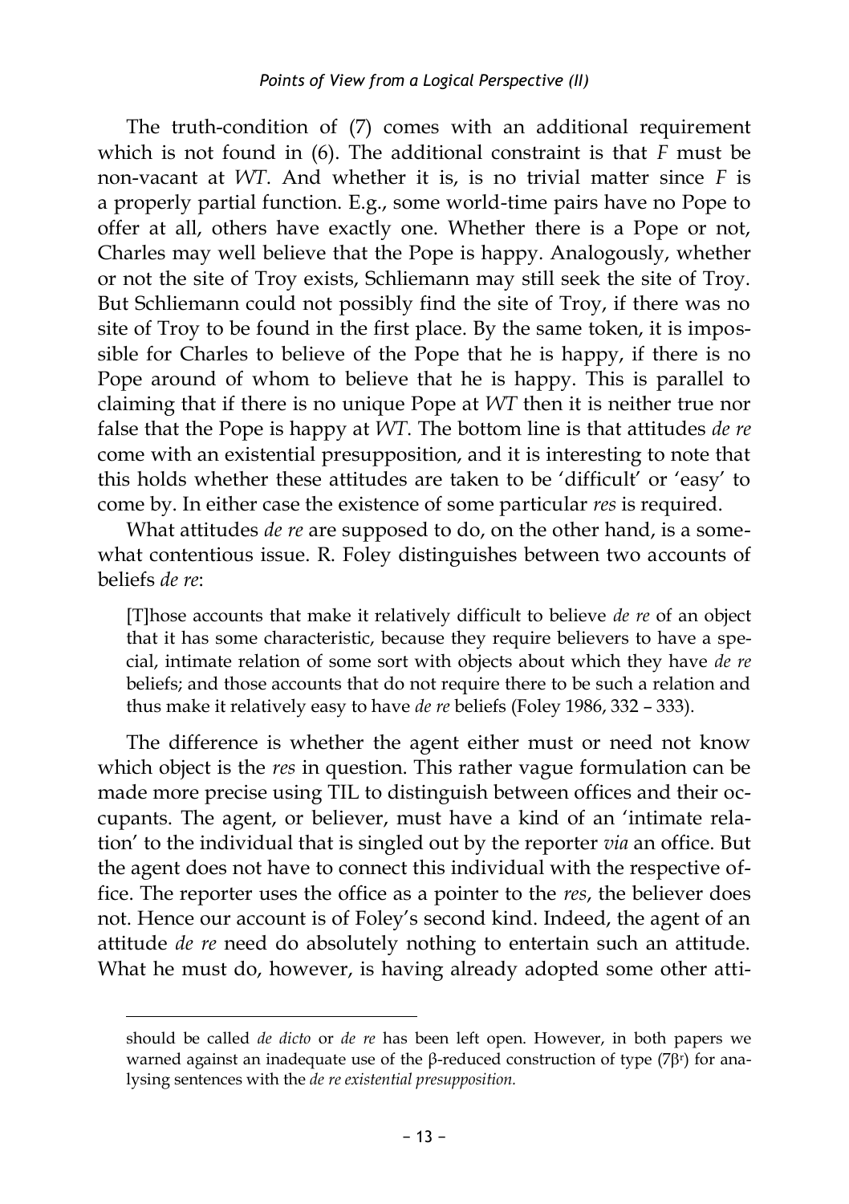The truth-condition of (7) comes with an additional requirement which is not found in (6). The additional constraint is that $F$ must be non-vacant at $WT$. And whether it is, is no trivial matter since $F$ is a properly partial function. E.g., some world-time pairs have no Pope to offer at all, others have exactly one. Whether there is a Pope or not, Charles may well believe that the Pope is happy. Analogously, whether or not the site of Troy exists, Schliemann may still seek the site of Troy. But Schliemann could not possibly find the site of Troy, if there was no site of Troy to be found in the first place. By the same token, it is impossible for Charles to believe of the Pope that he is happy, if there is no Pope around of whom to believe that he is happy. This is parallel to claiming that if there is no unique Pope at $WT$ then it is neither true nor false that the Pope is happy at $WT$. The bottom line is that attitudes *de re* come with an existential presupposition, and it is interesting to note that this holds whether these attitudes are taken to be 'difficult' or 'easy' to come by. In either case the existence of some particular *res* is required.

What attitudes *de re* are supposed to do, on the other hand, is a somewhat contentious issue. R. Foley distinguishes between two accounts of beliefs *de re*:

> [T]hose accounts that make it relatively difficult to believe *de re* of an object that it has some characteristic, because they require believers to have a special, intimate relation of some sort with objects about which they have *de re* beliefs; and those accounts that do not require there to be such a relation and thus make it relatively easy to have *de re* beliefs (Foley 1986, 332 – 333).

The difference is whether the agent either must or need not know which object is the *res* in question. This rather vague formulation can be made more precise using TIL to distinguish between offices and their occupants. The agent, or believer, must have a kind of an 'intimate relation' to the individual that is singled out by the reporter *via* an office. But the agent does not have to connect this individual with the respective office. The reporter uses the office as a pointer to the *res*, the believer does not. Hence our account is of Foley's second kind. Indeed, the agent of an attitude *de re* need do absolutely nothing to entertain such an attitude. What he must do, however, is having already adopted some other atti-

---

should be called *de dicto* or *de re* has been left open. However, in both papers we warned against an inadequate use of the β-reduced construction of type ($7\beta^r$) for analysing sentences with the *de re existential presupposition.*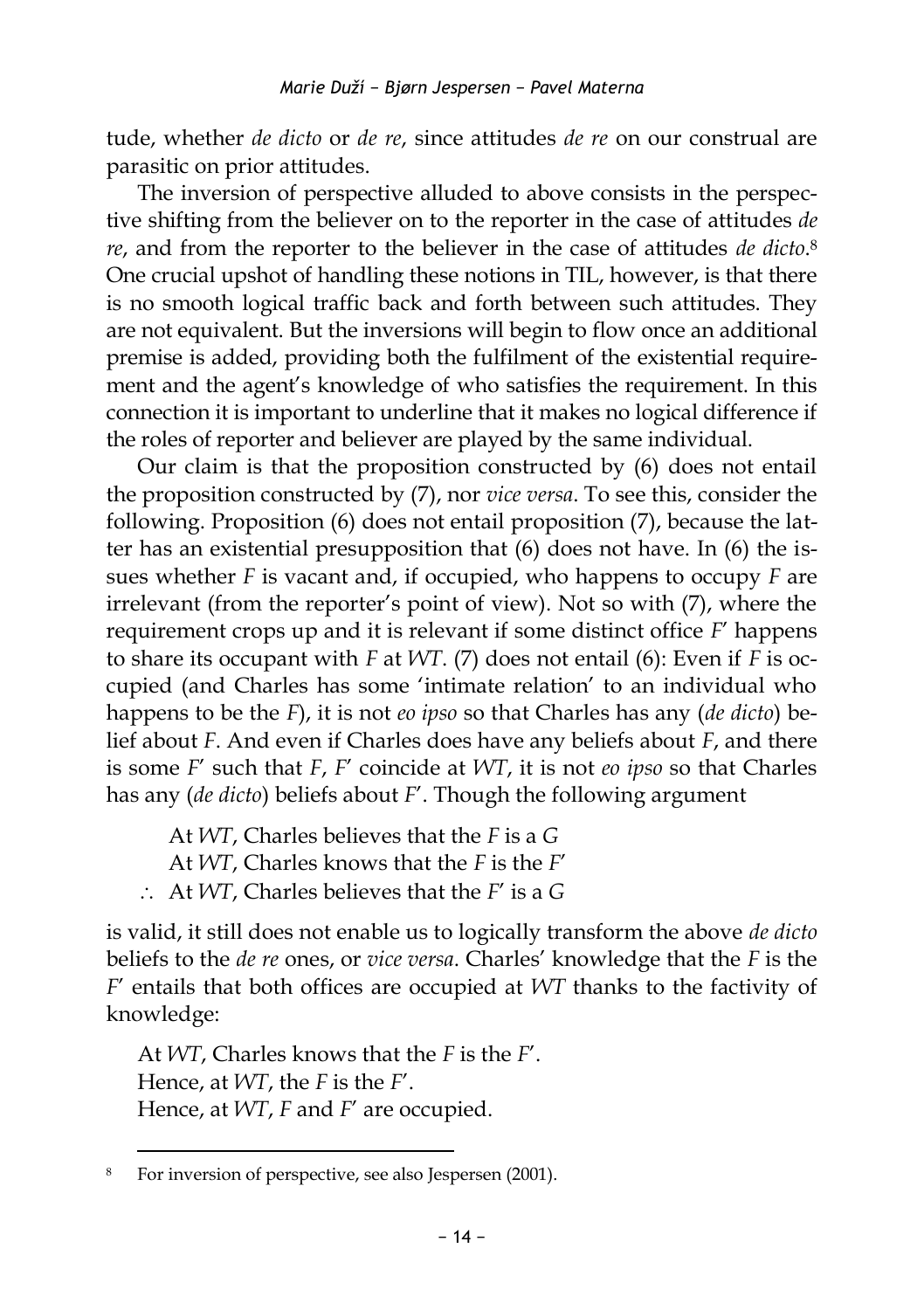tude, whether *de dicto* or *de re*, since attitudes *de re* on our construal are parasitic on prior attitudes.

The inversion of perspective alluded to above consists in the perspective shifting from the believer on to the reporter in the case of attitudes *de re*, and from the reporter to the believer in the case of attitudes *de dicto*.[8] One crucial upshot of handling these notions in TIL, however, is that there is no smooth logical traffic back and forth between such attitudes. They are not equivalent. But the inversions will begin to flow once an additional premise is added, providing both the fulfilment of the existential requirement and the agent's knowledge of who satisfies the requirement. In this connection it is important to underline that it makes no logical difference if the roles of reporter and believer are played by the same individual.

Our claim is that the proposition constructed by (6) does not entail the proposition constructed by (7), nor *vice versa*. To see this, consider the following. Proposition (6) does not entail proposition (7), because the latter has an existential presupposition that (6) does not have. In (6) the issues whether $F$ is vacant and, if occupied, who happens to occupy $F$ are irrelevant (from the reporter's point of view). Not so with (7), where the requirement crops up and it is relevant if some distinct office $F'$ happens to share its occupant with $F$ at $WT$. (7) does not entail (6): Even if $F$ is occupied (and Charles has some 'intimate relation' to an individual who happens to be the $F$), it is not *eo ipso* so that Charles has any (*de dicto*) belief about $F$. And even if Charles does have any beliefs about $F$, and there is some $F'$ such that $F$, $F'$ coincide at $WT$, it is not *eo ipso* so that Charles has any (*de dicto*) beliefs about $F'$. Though the following argument

At $WT$, Charles believes that the $F$ is a $G$  
At $WT$, Charles knows that the $F$ is the $F'$  
$\therefore$ At $WT$, Charles believes that the $F'$ is a $G$

is valid, it still does not enable us to logically transform the above *de dicto* beliefs to the *de re* ones, or *vice versa*. Charles' knowledge that the $F$ is the $F'$ entails that both offices are occupied at $WT$ thanks to the factivity of knowledge:

At $WT$, Charles knows that the $F$ is the $F'$.  
Hence, at $WT$, the $F$ is the $F'$.  
Hence, at $WT$, $F$ and $F'$ are occupied.

---

[8] For inversion of perspective, see also Jespersen (2001).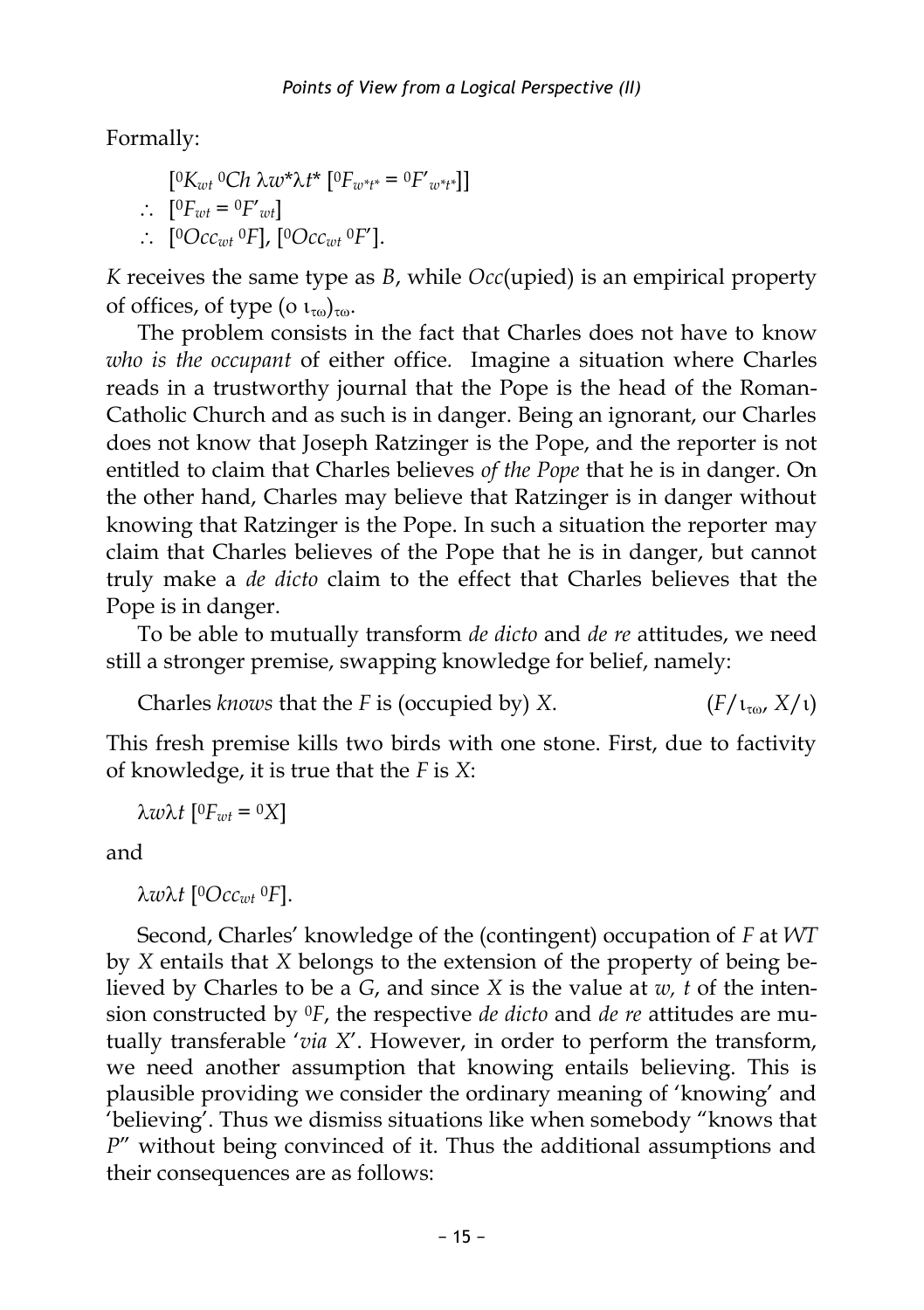Formally:

$$[{}^{0}K_{wt}\ {}^{0}Ch\ \lambda w^{*}\lambda t^{*}\ [{}^{0}F_{w^{*}t^{*}} = {}^{0}F'_{w^{*}t^{*}}]]$$
$$\therefore\ [{}^{0}F_{wt} = {}^{0}F'_{wt}]$$
$$\therefore\ [{}^{0}Occ_{wt}\ {}^{0}F],\ [{}^{0}Occ_{wt}\ {}^{0}F'].$$

*K* receives the same type as *B*, while *Occ*(upied) is an empirical property of offices, of type $(o\ \iota_{\tau\omega})_{\tau\omega}$.

The problem consists in the fact that Charles does not have to know *who is the occupant* of either office. Imagine a situation where Charles reads in a trustworthy journal that the Pope is the head of the Roman-Catholic Church and as such is in danger. Being an ignorant, our Charles does not know that Joseph Ratzinger is the Pope, and the reporter is not entitled to claim that Charles believes *of the Pope* that he is in danger. On the other hand, Charles may believe that Ratzinger is in danger without knowing that Ratzinger is the Pope. In such a situation the reporter may claim that Charles believes of the Pope that he is in danger, but cannot truly make a *de dicto* claim to the effect that Charles believes that the Pope is in danger.

To be able to mutually transform *de dicto* and *de re* attitudes, we need still a stronger premise, swapping knowledge for belief, namely:

Charles *knows* that the *F* is (occupied by) *X*. $(F/\iota_{\tau\omega},\ X/\iota)$

This fresh premise kills two birds with one stone. First, due to factivity of knowledge, it is true that the *F* is *X*:

$$\lambda w\lambda t\ [{}^{0}F_{wt} = {}^{0}X]$$

and

$$\lambda w\lambda t\ [{}^{0}Occ_{wt}\ {}^{0}F].$$

Second, Charles' knowledge of the (contingent) occupation of *F* at *WT* by *X* entails that *X* belongs to the extension of the property of being believed by Charles to be a *G*, and since *X* is the value at *w, t* of the intension constructed by ${}^{0}F$, the respective *de dicto* and *de re* attitudes are mutually transferable '*via X*'. However, in order to perform the transform, we need another assumption that knowing entails believing. This is plausible providing we consider the ordinary meaning of 'knowing' and 'believing'. Thus we dismiss situations like when somebody "knows that *P*" without being convinced of it. Thus the additional assumptions and their consequences are as follows: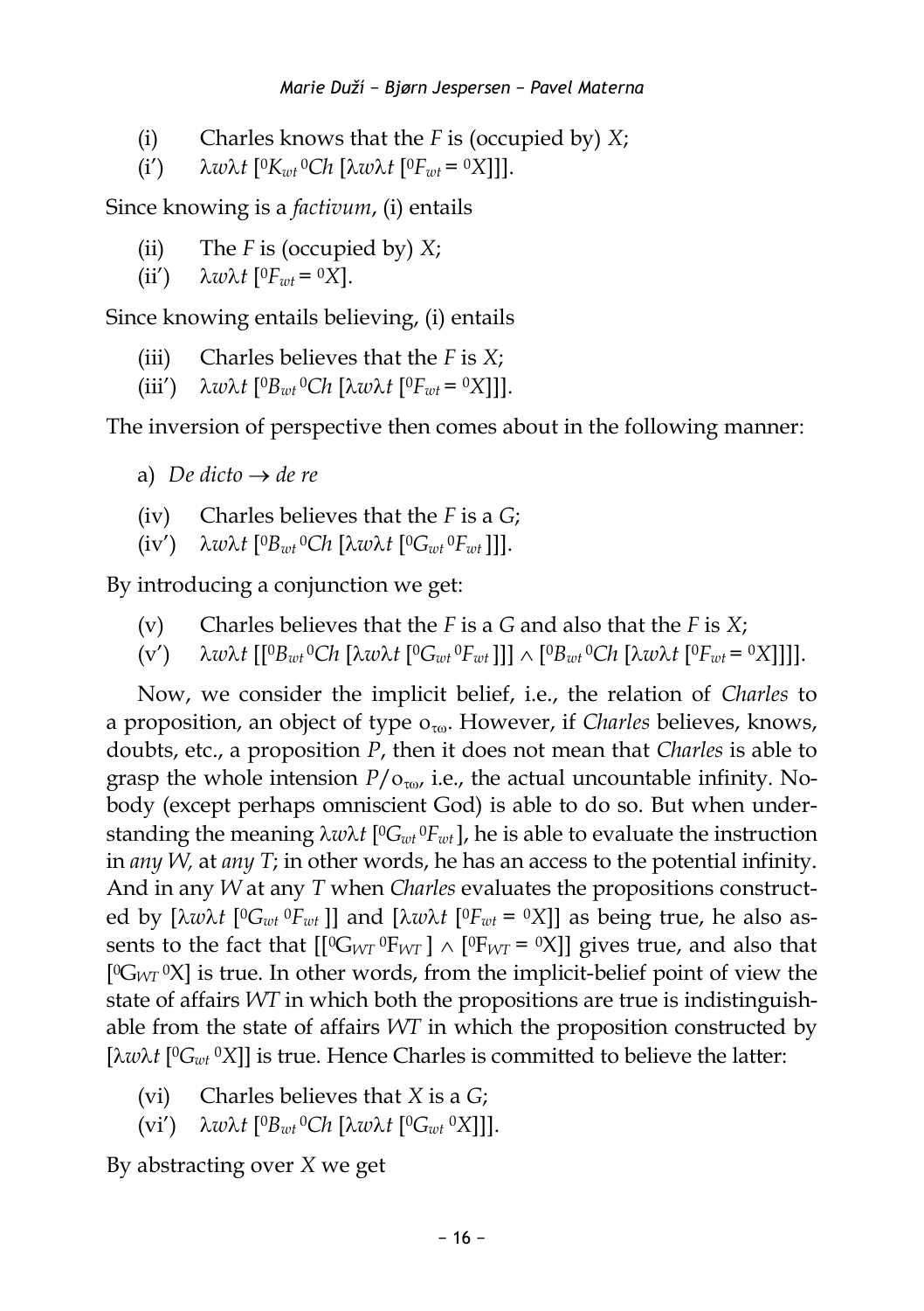(i) Charles knows that the *F* is (occupied by) *X*;

(i′) $\lambda w \lambda t\ [{}^0K_{wt}\ {}^0Ch\ [\lambda w \lambda t\ [{}^0F_{wt} = {}^0X]]]$.

Since knowing is a *factivum*, (i) entails

(ii) The *F* is (occupied by) *X*;

(ii′) $\lambda w \lambda t\ [{}^0F_{wt} = {}^0X]$.

Since knowing entails believing, (i) entails

(iii) Charles believes that the *F* is *X*;

(iii′) $\lambda w \lambda t\ [{}^0B_{wt}\ {}^0Ch\ [\lambda w \lambda t\ [{}^0F_{wt} = {}^0X]]]$.

The inversion of perspective then comes about in the following manner:

a) *De dicto* → *de re*

(iv) Charles believes that the *F* is a *G*;

(iv′) $\lambda w \lambda t\ [{}^0B_{wt}\ {}^0Ch\ [\lambda w \lambda t\ [{}^0G_{wt}\ {}^0F_{wt}]]]$.

By introducing a conjunction we get:

(v) Charles believes that the *F* is a *G* and also that the *F* is *X*;

(v′) $\lambda w \lambda t\ [[{}^0B_{wt}\ {}^0Ch\ [\lambda w \lambda t\ [{}^0G_{wt}\ {}^0F_{wt}]]] \wedge [{}^0B_{wt}\ {}^0Ch\ [\lambda w \lambda t\ [{}^0F_{wt} = {}^0X]]]]$.

Now, we consider the implicit belief, i.e., the relation of *Charles* to a proposition, an object of type $o_{\tau\omega}$. However, if *Charles* believes, knows, doubts, etc., a proposition *P*, then it does not mean that *Charles* is able to grasp the whole intension $P/o_{\tau\omega}$, i.e., the actual uncountable infinity. Nobody (except perhaps omniscient God) is able to do so. But when understanding the meaning $\lambda w \lambda t\ [{}^0G_{wt}\ {}^0F_{wt}]$, he is able to evaluate the instruction in *any W*, at *any T*; in other words, he has an access to the potential infinity. And in any *W* at any *T* when *Charles* evaluates the propositions constructed by $[\lambda w \lambda t\ [{}^0G_{wt}\ {}^0F_{wt}]]$ and $[\lambda w \lambda t\ [{}^0F_{wt} = {}^0X]]$ as being true, he also assents to the fact that $[[{}^0G_{WT}\ {}^0F_{WT}] \wedge [{}^0F_{WT} = {}^0X]]$ gives true, and also that $[{}^0G_{WT}\ {}^0X]$ is true. In other words, from the implicit-belief point of view the state of affairs *WT* in which both the propositions are true is indistinguishable from the state of affairs *WT* in which the proposition constructed by $[\lambda w \lambda t\ [{}^0G_{wt}\ {}^0X]]$ is true. Hence Charles is committed to believe the latter:

(vi) Charles believes that *X* is a *G*;

(vi′) $\lambda w \lambda t\ [{}^0B_{wt}\ {}^0Ch\ [\lambda w \lambda t\ [{}^0G_{wt}\ {}^0X]]]$.

By abstracting over *X* we get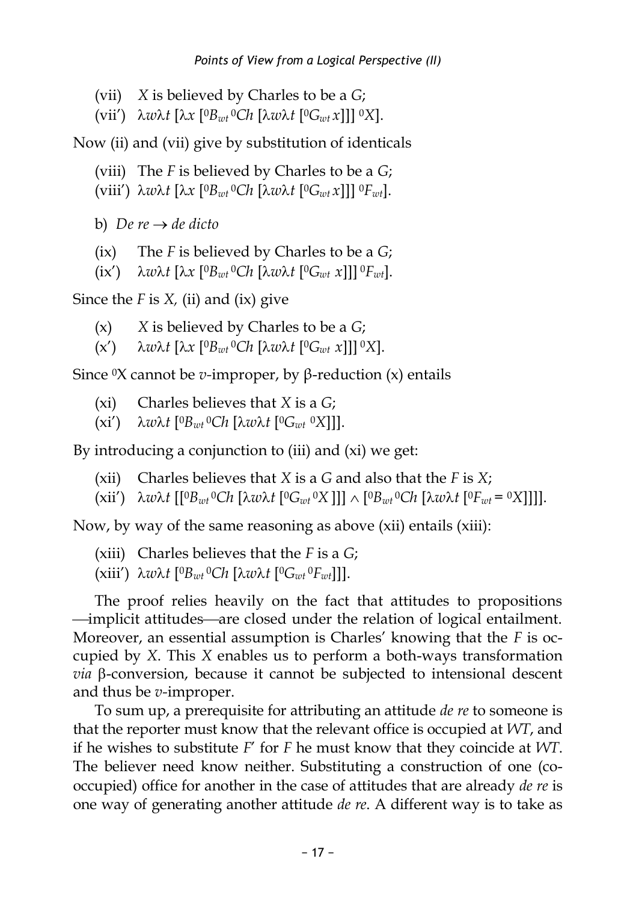(vii) $X$ is believed by Charles to be a $G$;

(vii′) $\lambda w \lambda t\ [\lambda x\ [{}^0B_{wt}\, {}^0Ch\ [\lambda w \lambda t\ [{}^0G_{wt}\, x]]]\ {}^0X]$.

Now (ii) and (vii) give by substitution of identicals

(viii) The $F$ is believed by Charles to be a $G$;

(viii′) $\lambda w \lambda t\ [\lambda x\ [{}^0B_{wt}\, {}^0Ch\ [\lambda w \lambda t\ [{}^0G_{wt}\, x]]]\ {}^0F_{wt}]$.

b) *De re* → *de dicto*

(ix) The $F$ is believed by Charles to be a $G$;

(ix′) $\lambda w \lambda t\ [\lambda x\ [{}^0B_{wt}\, {}^0Ch\ [\lambda w \lambda t\ [{}^0G_{wt}\ x]]]\ {}^0F_{wt}]$.

Since the $F$ is $X$, (ii) and (ix) give

(x) $X$ is believed by Charles to be a $G$;

(x′) $\lambda w \lambda t\ [\lambda x\ [{}^0B_{wt}\, {}^0Ch\ [\lambda w \lambda t\ [{}^0G_{wt}\ x]]]\ {}^0X]$.

Since ${}^0$X cannot be $v$-improper, by β-reduction (x) entails

(xi) Charles believes that $X$ is a $G$;

(xi′) $\lambda w \lambda t\ [{}^0B_{wt}\, {}^0Ch\ [\lambda w \lambda t\ [{}^0G_{wt}\ {}^0X]]]$.

By introducing a conjunction to (iii) and (xi) we get:

(xii) Charles believes that $X$ is a $G$ and also that the $F$ is $X$;

(xii′) $\lambda w \lambda t\ [[{}^0B_{wt}\, {}^0Ch\ [\lambda w \lambda t\ [{}^0G_{wt}\, {}^0X\ ]]] \wedge [{}^0B_{wt}\, {}^0Ch\ [\lambda w \lambda t\ [{}^0F_{wt} = {}^0X]]]]$.

Now, by way of the same reasoning as above (xii) entails (xiii):

(xiii) Charles believes that the $F$ is a $G$;

(xiii′) $\lambda w \lambda t\ [{}^0B_{wt}\, {}^0Ch\ [\lambda w \lambda t\ [{}^0G_{wt}\, {}^0F_{wt}]]]$.

The proof relies heavily on the fact that attitudes to propositions —implicit attitudes—are closed under the relation of logical entailment. Moreover, an essential assumption is Charles' knowing that the $F$ is occupied by $X$. This $X$ enables us to perform a both-ways transformation *via* β-conversion, because it cannot be subjected to intensional descent and thus be $v$-improper.

To sum up, a prerequisite for attributing an attitude *de re* to someone is that the reporter must know that the relevant office is occupied at *WT*, and if he wishes to substitute $F'$ for $F$ he must know that they coincide at *WT*. The believer need know neither. Substituting a construction of one (co-occupied) office for another in the case of attitudes that are already *de re* is one way of generating another attitude *de re*. A different way is to take as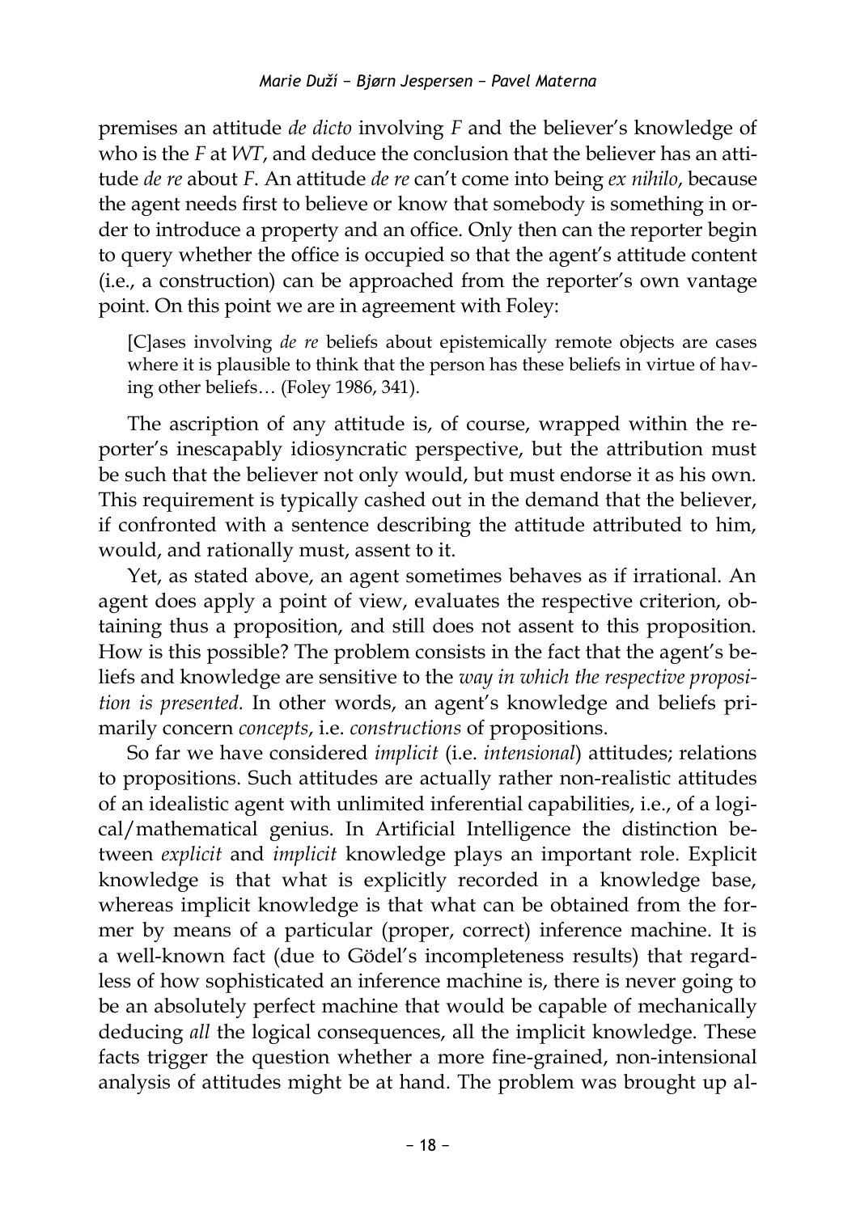premises an attitude *de dicto* involving *F* and the believer's knowledge of who is the *F* at *WT*, and deduce the conclusion that the believer has an attitude *de re* about *F*. An attitude *de re* can't come into being *ex nihilo*, because the agent needs first to believe or know that somebody is something in order to introduce a property and an office. Only then can the reporter begin to query whether the office is occupied so that the agent's attitude content (i.e., a construction) can be approached from the reporter's own vantage point. On this point we are in agreement with Foley:

> [C]ases involving *de re* beliefs about epistemically remote objects are cases where it is plausible to think that the person has these beliefs in virtue of having other beliefs… (Foley 1986, 341).

The ascription of any attitude is, of course, wrapped within the reporter's inescapably idiosyncratic perspective, but the attribution must be such that the believer not only would, but must endorse it as his own. This requirement is typically cashed out in the demand that the believer, if confronted with a sentence describing the attitude attributed to him, would, and rationally must, assent to it.

Yet, as stated above, an agent sometimes behaves as if irrational. An agent does apply a point of view, evaluates the respective criterion, obtaining thus a proposition, and still does not assent to this proposition. How is this possible? The problem consists in the fact that the agent's beliefs and knowledge are sensitive to the *way in which the respective proposition is presented.* In other words, an agent's knowledge and beliefs primarily concern *concepts*, i.e. *constructions* of propositions.

So far we have considered *implicit* (i.e. *intensional*) attitudes; relations to propositions. Such attitudes are actually rather non-realistic attitudes of an idealistic agent with unlimited inferential capabilities, i.e., of a logical/mathematical genius. In Artificial Intelligence the distinction between *explicit* and *implicit* knowledge plays an important role. Explicit knowledge is that what is explicitly recorded in a knowledge base, whereas implicit knowledge is that what can be obtained from the former by means of a particular (proper, correct) inference machine. It is a well-known fact (due to Gödel's incompleteness results) that regardless of how sophisticated an inference machine is, there is never going to be an absolutely perfect machine that would be capable of mechanically deducing *all* the logical consequences, all the implicit knowledge. These facts trigger the question whether a more fine-grained, non-intensional analysis of attitudes might be at hand. The problem was brought up al-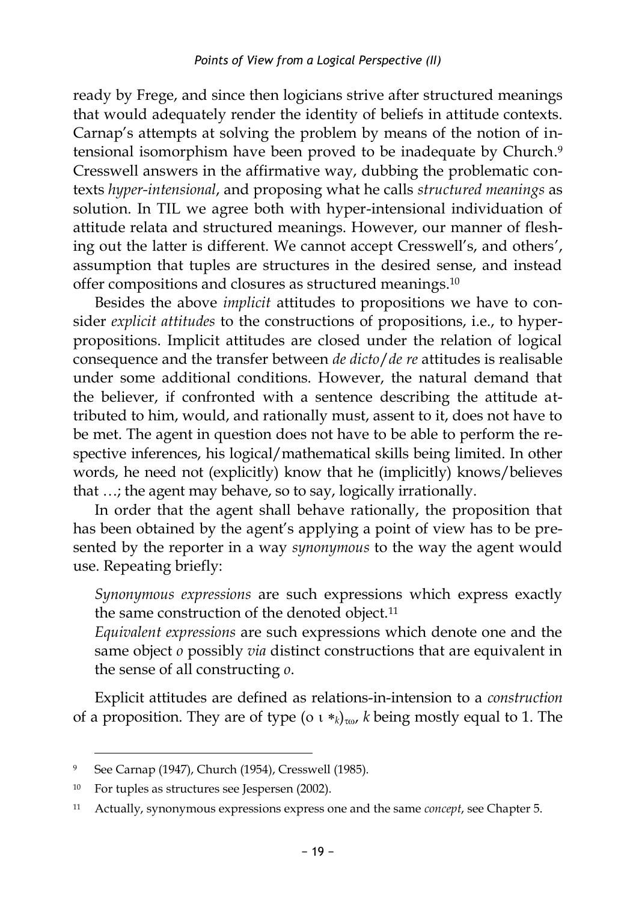ready by Frege, and since then logicians strive after structured meanings that would adequately render the identity of beliefs in attitude contexts. Carnap's attempts at solving the problem by means of the notion of intensional isomorphism have been proved to be inadequate by Church.[9] Cresswell answers in the affirmative way, dubbing the problematic contexts *hyper-intensional*, and proposing what he calls *structured meanings* as solution. In TIL we agree both with hyper-intensional individuation of attitude relata and structured meanings. However, our manner of fleshing out the latter is different. We cannot accept Cresswell's, and others', assumption that tuples are structures in the desired sense, and instead offer compositions and closures as structured meanings.[10]

Besides the above *implicit* attitudes to propositions we have to consider *explicit attitudes* to the constructions of propositions, i.e., to hyper-propositions. Implicit attitudes are closed under the relation of logical consequence and the transfer between *de dicto*/*de re* attitudes is realisable under some additional conditions. However, the natural demand that the believer, if confronted with a sentence describing the attitude attributed to him, would, and rationally must, assent to it, does not have to be met. The agent in question does not have to be able to perform the respective inferences, his logical/mathematical skills being limited. In other words, he need not (explicitly) know that he (implicitly) knows/believes that …; the agent may behave, so to say, logically irrationally.

In order that the agent shall behave rationally, the proposition that has been obtained by the agent's applying a point of view has to be presented by the reporter in a way *synonymous* to the way the agent would use. Repeating briefly:

*Synonymous expressions* are such expressions which express exactly the same construction of the denoted object.[11]

*Equivalent expressions* are such expressions which denote one and the same object *o* possibly *via* distinct constructions that are equivalent in the sense of all constructing *o*.

Explicit attitudes are defined as relations-in-intension to a *construction* of a proposition. They are of type $(o\ \iota\ *_k)_{\tau\omega}$, $k$ being mostly equal to 1. The

---

[9] See Carnap (1947), Church (1954), Cresswell (1985).

[10] For tuples as structures see Jespersen (2002).

[11] Actually, synonymous expressions express one and the same *concept*, see Chapter 5.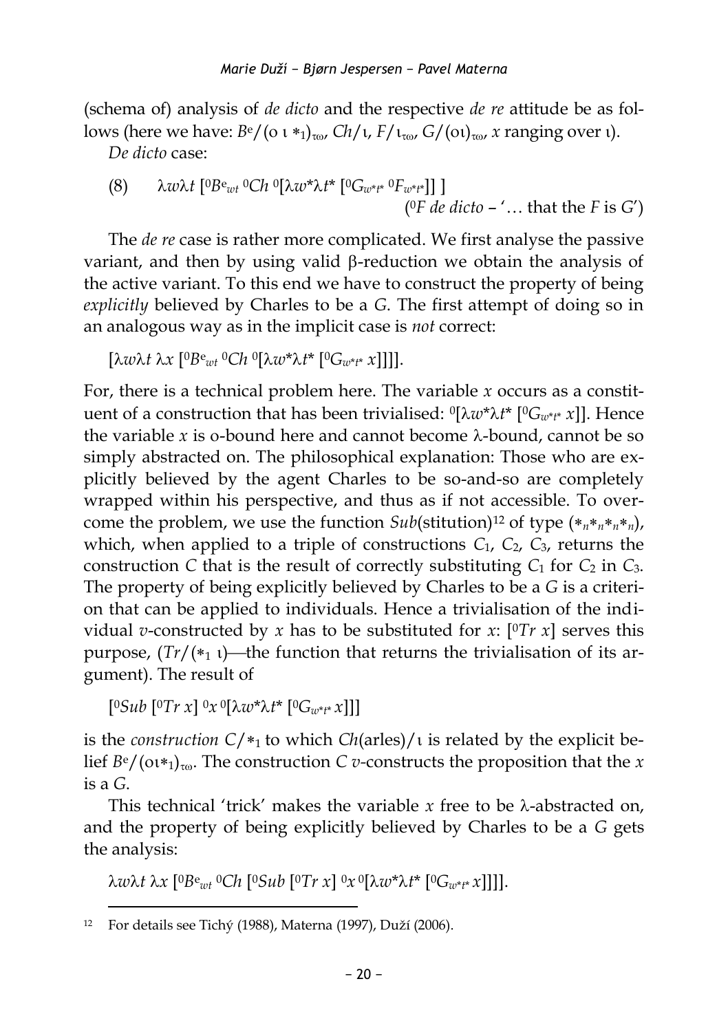(schema of) analysis of *de dicto* and the respective *de re* attitude be as follows (here we have: $B^e/(\omicron\ \iota\ *_1)_{\tau\omega}$, $Ch/\iota$, $F/\iota_{\tau\omega}$, $G/(\omicron\iota)_{\tau\omega}$, $x$ ranging over $\iota$).

*De dicto* case:

(8) $\lambda w \lambda t\ [{}^0B^e_{wt}\ {}^0Ch\ {}^0[\lambda w^* \lambda t^*\ [{}^0G_{w^*t^*}\ {}^0F_{w^*t^*}]]\ ]$
(${}^0F$ *de dicto* – '… that the $F$ is $G$')

The *de re* case is rather more complicated. We first analyse the passive variant, and then by using valid β-reduction we obtain the analysis of the active variant. To this end we have to construct the property of being *explicitly* believed by Charles to be a $G$. The first attempt of doing so in an analogous way as in the implicit case is *not* correct:

$[\lambda w \lambda t\ \lambda x\ [{}^0B^e_{wt}\ {}^0Ch\ {}^0[\lambda w^* \lambda t^*\ [{}^0G_{w^*t^*}\ x]]]]$.

For, there is a technical problem here. The variable $x$ occurs as a constituent of a construction that has been trivialised: ${}^0[\lambda w^* \lambda t^*\ [{}^0G_{w^*t^*}\ x]]$. Hence the variable $x$ is o-bound here and cannot become λ-bound, cannot be so simply abstracted on. The philosophical explanation: Those who are explicitly believed by the agent Charles to be so-and-so are completely wrapped within his perspective, and thus as if not accessible. To overcome the problem, we use the function *Sub*(stitution)[12] of type $(*_n *_n *_n *_n)$, which, when applied to a triple of constructions $C_1$, $C_2$, $C_3$, returns the construction $C$ that is the result of correctly substituting $C_1$ for $C_2$ in $C_3$. The property of being explicitly believed by Charles to be a $G$ is a criterion that can be applied to individuals. Hence a trivialisation of the individual *v*-constructed by $x$ has to be substituted for $x$: $[{}^0Tr\ x]$ serves this purpose, $(Tr/(*_1\ \iota)$—the function that returns the trivialisation of its argument). The result of

$[{}^0Sub\ [{}^0Tr\ x]\ {}^0x\ {}^0[\lambda w^* \lambda t^*\ [{}^0G_{w^*t^*}\ x]]]$

is the *construction* $C/*_1$ to which $Ch$(arles)$/\iota$ is related by the explicit belief $B^e/(\omicron\iota *_1)_{\tau\omega}$. The construction $C$ *v*-constructs the proposition that the $x$ is a $G$.

This technical 'trick' makes the variable $x$ free to be λ-abstracted on, and the property of being explicitly believed by Charles to be a $G$ gets the analysis:

$\lambda w \lambda t\ \lambda x\ [{}^0B^e_{wt}\ {}^0Ch\ [{}^0Sub\ [{}^0Tr\ x]\ {}^0x\ {}^0[\lambda w^* \lambda t^*\ [{}^0G_{w^*t^*}\ x]]]]$.

---

[12] For details see Tichý (1988), Materna (1997), Duží (2006).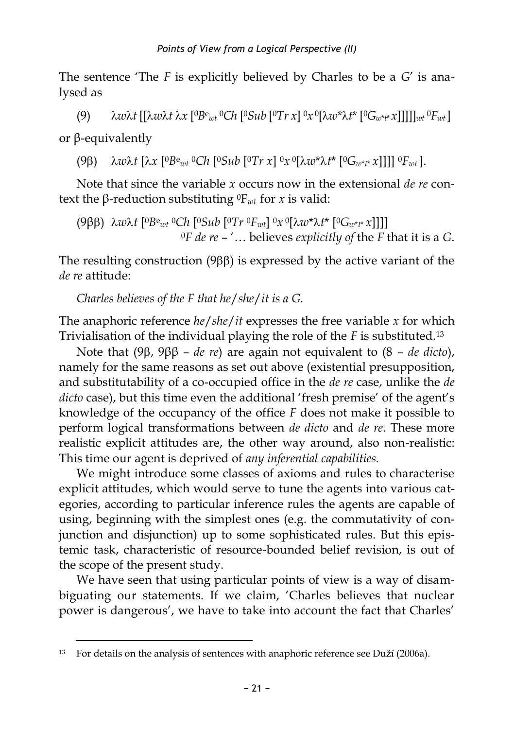The sentence 'The *F* is explicitly believed by Charles to be a *G*' is analysed as

(9) $\lambda w \lambda t\, [[\lambda w \lambda t\, \lambda x\, [{}^0B^e_{wt}\, {}^0Ch\, [{}^0Sub\, [{}^0Tr\, x]\, {}^0x\, {}^0[\lambda w^* \lambda t^*\, [{}^0G_{w^*t^*}\, x]]]]]_{wt}\, {}^0F_{wt}]$

or β-equivalently

(9β) $\lambda w \lambda t\, [\lambda x\, [{}^0B^e_{wt}\, {}^0Ch\, [{}^0Sub\, [{}^0Tr\, x]\, {}^0x\, {}^0[\lambda w^* \lambda t^*\, [{}^0G_{w^*t^*}\, x]]]]\, {}^0F_{wt}]$.

Note that since the variable *x* occurs now in the extensional *de re* context the β-reduction substituting ${}^0F_{wt}$ for *x* is valid:

(9ββ) $\lambda w \lambda t\, [{}^0B^e_{wt}\, {}^0Ch\, [{}^0Sub\, [{}^0Tr\, {}^0F_{wt}]\, {}^0x\, {}^0[\lambda w^* \lambda t^*\, [{}^0G_{w^*t^*}\, x]]]]$
${}^0F$ *de re* – '… believes *explicitly of* the *F* that it is a *G*.

The resulting construction (9ββ) is expressed by the active variant of the *de re* attitude:

*Charles believes of the F that he/she/it is a G.*

The anaphoric reference *he/she/it* expresses the free variable *x* for which Trivialisation of the individual playing the role of the *F* is substituted.[13]

Note that (9β, 9ββ – *de re*) are again not equivalent to (8 – *de dicto*), namely for the same reasons as set out above (existential presupposition, and substitutability of a co-occupied office in the *de re* case, unlike the *de dicto* case), but this time even the additional 'fresh premise' of the agent's knowledge of the occupancy of the office *F* does not make it possible to perform logical transformations between *de dicto* and *de re*. These more realistic explicit attitudes are, the other way around, also non-realistic: This time our agent is deprived of *any inferential capabilities.*

We might introduce some classes of axioms and rules to characterise explicit attitudes, which would serve to tune the agents into various categories, according to particular inference rules the agents are capable of using, beginning with the simplest ones (e.g. the commutativity of conjunction and disjunction) up to some sophisticated rules. But this epistemic task, characteristic of resource-bounded belief revision, is out of the scope of the present study.

We have seen that using particular points of view is a way of disambiguating our statements. If we claim, 'Charles believes that nuclear power is dangerous', we have to take into account the fact that Charles'

---

[13] For details on the analysis of sentences with anaphoric reference see Duží (2006a).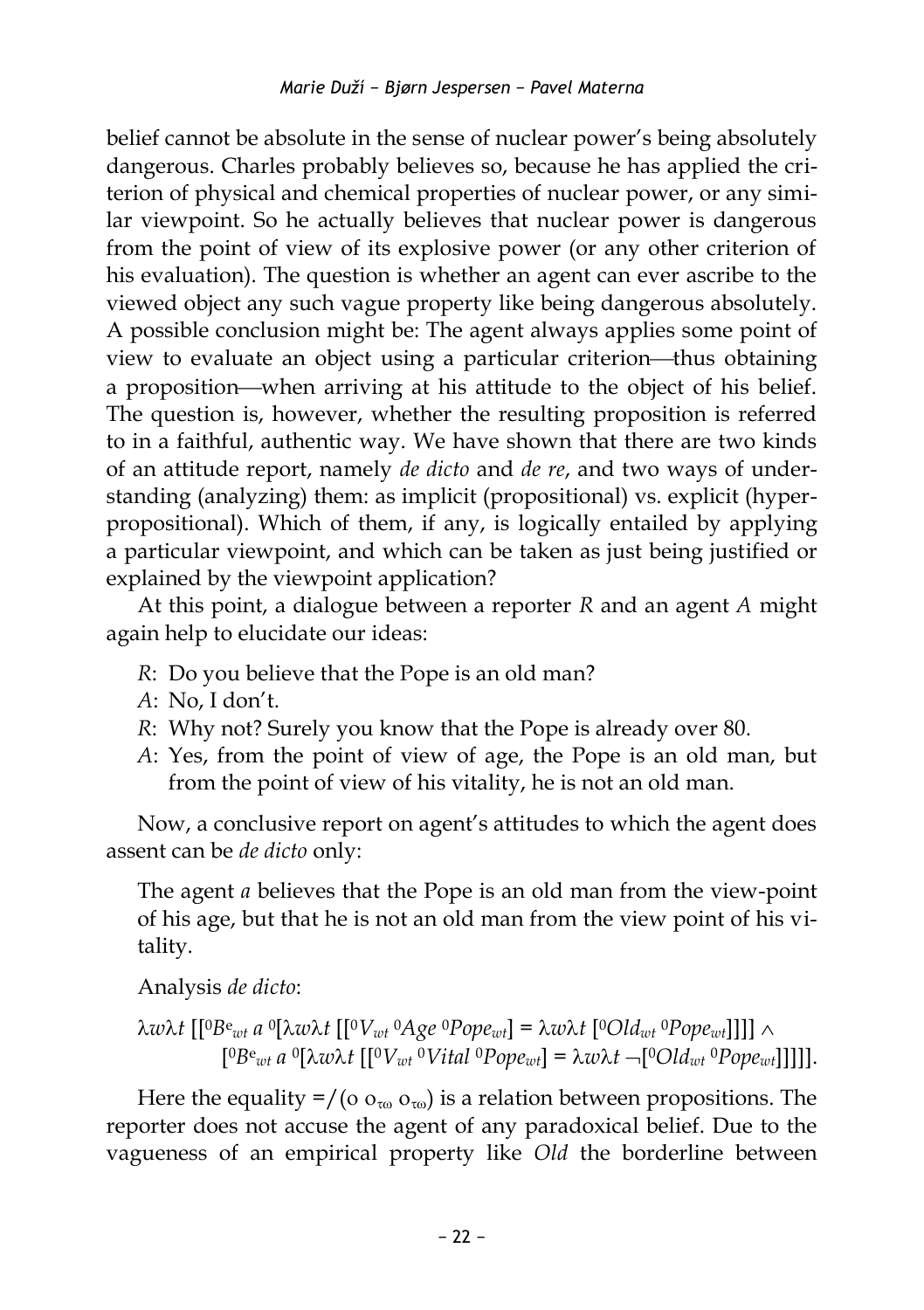belief cannot be absolute in the sense of nuclear power's being absolutely dangerous. Charles probably believes so, because he has applied the criterion of physical and chemical properties of nuclear power, or any similar viewpoint. So he actually believes that nuclear power is dangerous from the point of view of its explosive power (or any other criterion of his evaluation). The question is whether an agent can ever ascribe to the viewed object any such vague property like being dangerous absolutely. A possible conclusion might be: The agent always applies some point of view to evaluate an object using a particular criterion—thus obtaining a proposition—when arriving at his attitude to the object of his belief. The question is, however, whether the resulting proposition is referred to in a faithful, authentic way. We have shown that there are two kinds of an attitude report, namely *de dicto* and *de re*, and two ways of understanding (analyzing) them: as implicit (propositional) vs. explicit (hyperpropositional). Which of them, if any, is logically entailed by applying a particular viewpoint, and which can be taken as just being justified or explained by the viewpoint application?

At this point, a dialogue between a reporter *R* and an agent *A* might again help to elucidate our ideas:

*R*: Do you believe that the Pope is an old man?

*A*: No, I don't.

*R*: Why not? Surely you know that the Pope is already over 80.

*A*: Yes, from the point of view of age, the Pope is an old man, but from the point of view of his vitality, he is not an old man.

Now, a conclusive report on agent's attitudes to which the agent does assent can be *de dicto* only:

The agent *a* believes that the Pope is an old man from the view-point of his age, but that he is not an old man from the view point of his vitality.

Analysis *de dicto*:

$$\lambda w \lambda t\, [[{}^0Be^e_{wt}\ a\ {}^0[\lambda w \lambda t\, [[{}^0V_{wt}\ {}^0Age\ {}^0Pope_{wt}] = \lambda w \lambda t\, [{}^0Old_{wt}\ {}^0Pope_{wt}]]]] \wedge [{}^0Be^e_{wt}\ a\ {}^0[\lambda w \lambda t\, [[{}^0V_{wt}\ {}^0Vital\ {}^0Pope_{wt}] = \lambda w \lambda t\, \neg[{}^0Old_{wt}\ {}^0Pope_{wt}]]]]].$$

Here the equality $=/(o\ o_{\tau\omega}\ o_{\tau\omega})$ is a relation between propositions. The reporter does not accuse the agent of any paradoxical belief. Due to the vagueness of an empirical property like *Old* the borderline between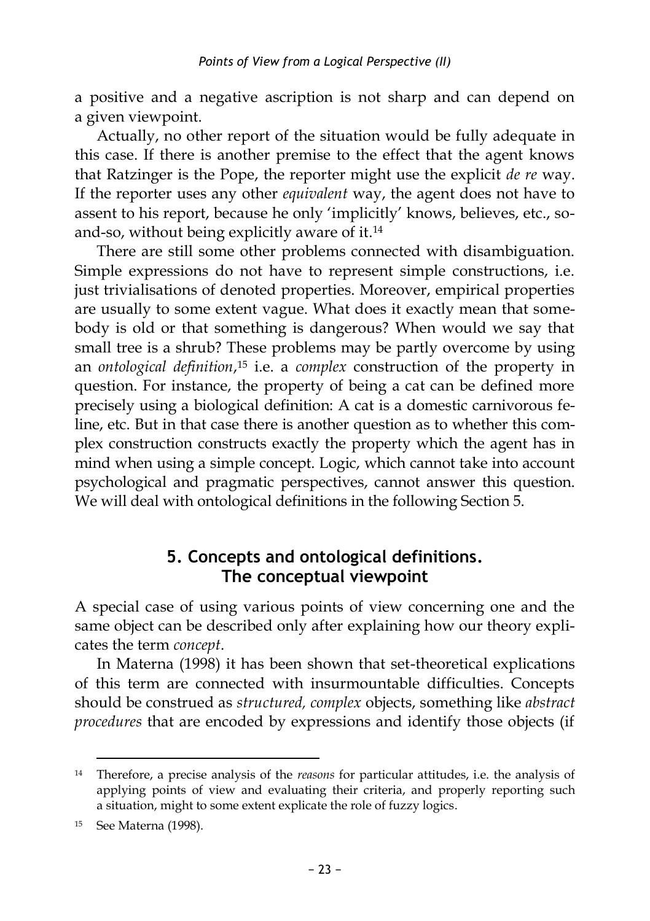a positive and a negative ascription is not sharp and can depend on a given viewpoint.

Actually, no other report of the situation would be fully adequate in this case. If there is another premise to the effect that the agent knows that Ratzinger is the Pope, the reporter might use the explicit *de re* way. If the reporter uses any other *equivalent* way, the agent does not have to assent to his report, because he only 'implicitly' knows, believes, etc., so-and-so, without being explicitly aware of it.[14]

There are still some other problems connected with disambiguation. Simple expressions do not have to represent simple constructions, i.e. just trivialisations of denoted properties. Moreover, empirical properties are usually to some extent vague. What does it exactly mean that somebody is old or that something is dangerous? When would we say that small tree is a shrub? These problems may be partly overcome by using an *ontological definition*,[15] i.e. a *complex* construction of the property in question. For instance, the property of being a cat can be defined more precisely using a biological definition: A cat is a domestic carnivorous feline, etc. But in that case there is another question as to whether this complex construction constructs exactly the property which the agent has in mind when using a simple concept. Logic, which cannot take into account psychological and pragmatic perspectives, cannot answer this question. We will deal with ontological definitions in the following Section 5.

## 5. Concepts and ontological definitions. The conceptual viewpoint

A special case of using various points of view concerning one and the same object can be described only after explaining how our theory explicates the term *concept*.

In Materna (1998) it has been shown that set-theoretical explications of this term are connected with insurmountable difficulties. Concepts should be construed as *structured, complex* objects, something like *abstract procedures* that are encoded by expressions and identify those objects (if

---

[14] Therefore, a precise analysis of the *reasons* for particular attitudes, i.e. the analysis of applying points of view and evaluating their criteria, and properly reporting such a situation, might to some extent explicate the role of fuzzy logics.

[15] See Materna (1998).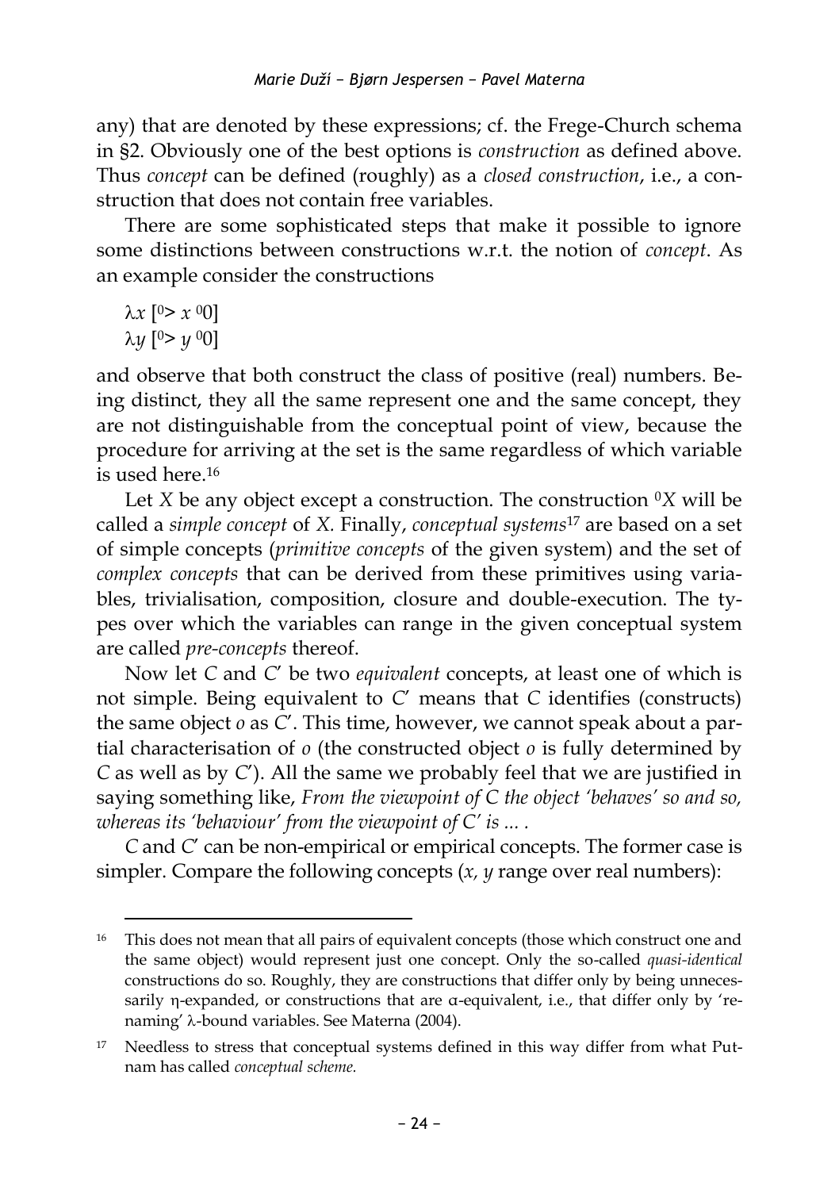any) that are denoted by these expressions; cf. the Frege-Church schema in §2. Obviously one of the best options is *construction* as defined above. Thus *concept* can be defined (roughly) as a *closed construction*, i.e., a construction that does not contain free variables.

There are some sophisticated steps that make it possible to ignore some distinctions between constructions w.r.t. the notion of *concept*. As an example consider the constructions

$\lambda x\, [^0\!> x\ ^0 0]$
$\lambda y\, [^0\!> y\ ^0 0]$

and observe that both construct the class of positive (real) numbers. Being distinct, they all the same represent one and the same concept, they are not distinguishable from the conceptual point of view, because the procedure for arriving at the set is the same regardless of which variable is used here.[16]

Let $X$ be any object except a construction. The construction $^0X$ will be called a *simple concept* of $X$. Finally, *conceptual systems*[17] are based on a set of simple concepts (*primitive concepts* of the given system) and the set of *complex concepts* that can be derived from these primitives using variables, trivialisation, composition, closure and double-execution. The types over which the variables can range in the given conceptual system are called *pre-concepts* thereof.

Now let $C$ and $C'$ be two *equivalent* concepts, at least one of which is not simple. Being equivalent to $C'$ means that $C$ identifies (constructs) the same object $o$ as $C'$. This time, however, we cannot speak about a partial characterisation of $o$ (the constructed object $o$ is fully determined by $C$ as well as by $C'$). All the same we probably feel that we are justified in saying something like, *From the viewpoint of C the object 'behaves' so and so, whereas its 'behaviour' from the viewpoint of C′ is ... .*

$C$ and $C'$ can be non-empirical or empirical concepts. The former case is simpler. Compare the following concepts ($x$, $y$ range over real numbers):

[16] This does not mean that all pairs of equivalent concepts (those which construct one and the same object) would represent just one concept. Only the so-called *quasi-identical* constructions do so. Roughly, they are constructions that differ only by being unnecessarily η-expanded, or constructions that are α-equivalent, i.e., that differ only by 'renaming' λ-bound variables. See Materna (2004).

[17] Needless to stress that conceptual systems defined in this way differ from what Putnam has called *conceptual scheme.*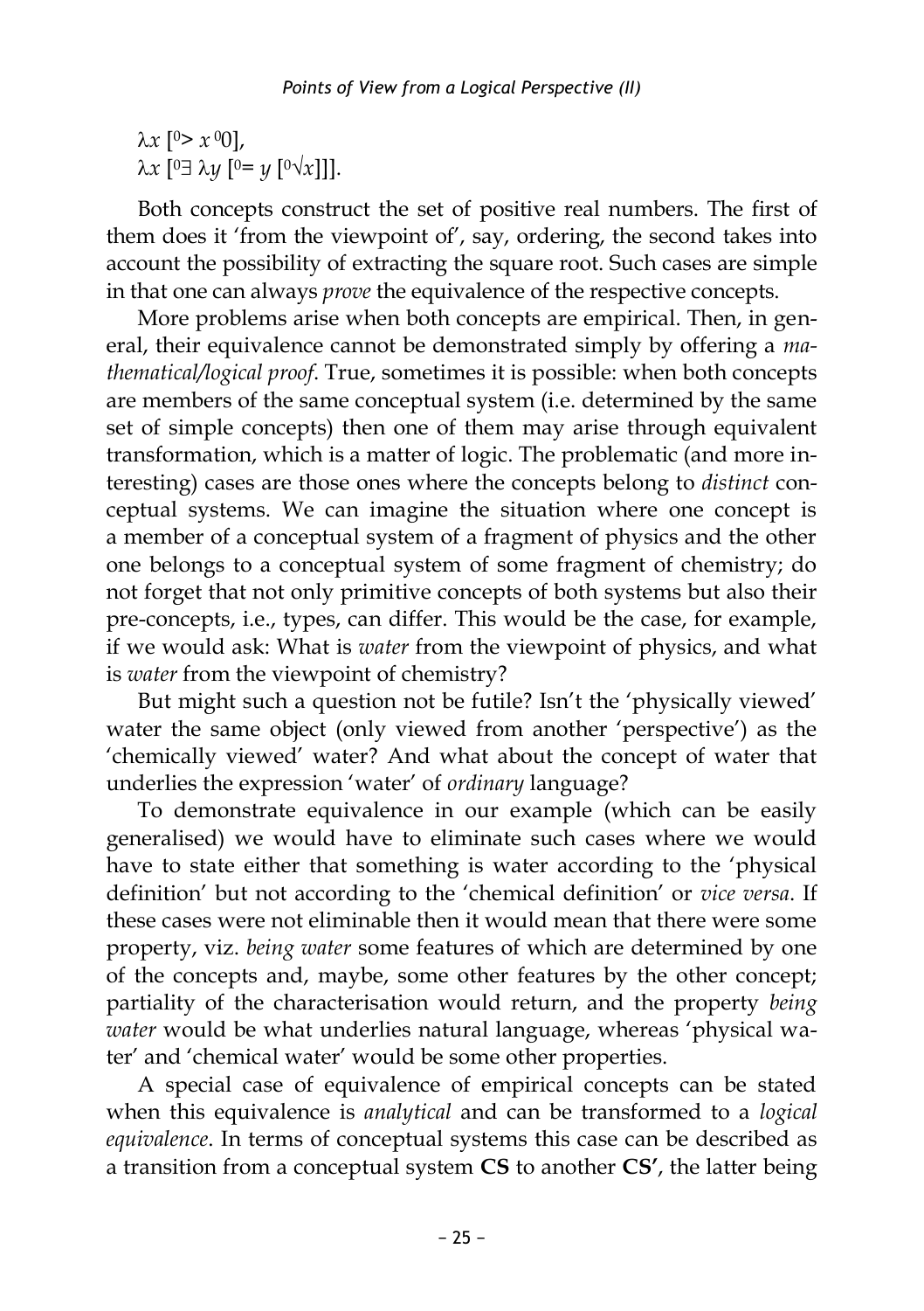$\lambda x\ [^0\!> x\ ^0 0]$,
$\lambda x\ [^0\exists\ \lambda y\ [^0\!= y\ [^0\!\surd x]]]$.

Both concepts construct the set of positive real numbers. The first of them does it 'from the viewpoint of', say, ordering, the second takes into account the possibility of extracting the square root. Such cases are simple in that one can always *prove* the equivalence of the respective concepts.

More problems arise when both concepts are empirical. Then, in general, their equivalence cannot be demonstrated simply by offering a *mathematical/logical proof*. True, sometimes it is possible: when both concepts are members of the same conceptual system (i.e. determined by the same set of simple concepts) then one of them may arise through equivalent transformation, which is a matter of logic. The problematic (and more interesting) cases are those ones where the concepts belong to *distinct* conceptual systems. We can imagine the situation where one concept is a member of a conceptual system of a fragment of physics and the other one belongs to a conceptual system of some fragment of chemistry; do not forget that not only primitive concepts of both systems but also their pre-concepts, i.e., types, can differ. This would be the case, for example, if we would ask: What is *water* from the viewpoint of physics, and what is *water* from the viewpoint of chemistry?

But might such a question not be futile? Isn't the 'physically viewed' water the same object (only viewed from another 'perspective') as the 'chemically viewed' water? And what about the concept of water that underlies the expression 'water' of *ordinary* language?

To demonstrate equivalence in our example (which can be easily generalised) we would have to eliminate such cases where we would have to state either that something is water according to the 'physical definition' but not according to the 'chemical definition' or *vice versa*. If these cases were not eliminable then it would mean that there were some property, viz. *being water* some features of which are determined by one of the concepts and, maybe, some other features by the other concept; partiality of the characterisation would return, and the property *being water* would be what underlies natural language, whereas 'physical water' and 'chemical water' would be some other properties.

A special case of equivalence of empirical concepts can be stated when this equivalence is *analytical* and can be transformed to a *logical equivalence*. In terms of conceptual systems this case can be described as a transition from a conceptual system **CS** to another **CS'**, the latter being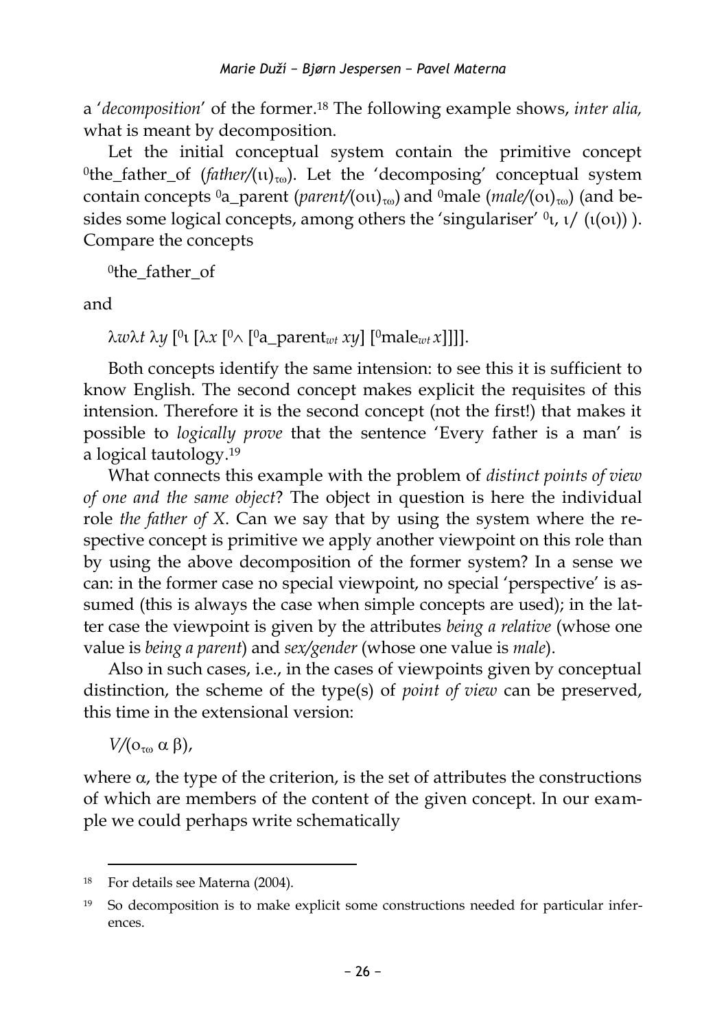a '*decomposition*' of the former.[18] The following example shows, *inter alia,* what is meant by decomposition.

Let the initial conceptual system contain the primitive concept $^0$the_father_of (*father*/$(\iota\iota)_{\tau\omega}$). Let the 'decomposing' conceptual system contain concepts $^0$a_parent (*parent*/$(o\iota\iota)_{\tau\omega}$) and $^0$male (*male*/$(o\iota)_{\tau\omega}$) (and besides some logical concepts, among others the 'singulariser' $^0\iota$, $\iota$/ $(\iota(o\iota))$ ). Compare the concepts

$^0$the_father_of

and

$\lambda w \lambda t\ \lambda y\ [^0\iota\ [\lambda x\ [^0\wedge\ [^0\text{a\_parent}_{wt}\ xy]\ [^0\text{male}_{wt}\ x]]]]$.

Both concepts identify the same intension: to see this it is sufficient to know English. The second concept makes explicit the requisites of this intension. Therefore it is the second concept (not the first!) that makes it possible to *logically prove* that the sentence 'Every father is a man' is a logical tautology.[19]

What connects this example with the problem of *distinct points of view of one and the same object*? The object in question is here the individual role *the father of X*. Can we say that by using the system where the respective concept is primitive we apply another viewpoint on this role than by using the above decomposition of the former system? In a sense we can: in the former case no special viewpoint, no special 'perspective' is assumed (this is always the case when simple concepts are used); in the latter case the viewpoint is given by the attributes *being a relative* (whose one value is *being a parent*) and *sex/gender* (whose one value is *male*).

Also in such cases, i.e., in the cases of viewpoints given by conceptual distinction, the scheme of the type(s) of *point of view* can be preserved, this time in the extensional version:

$V/(o_{\tau\omega}\ \alpha\ \beta)$,

where $\alpha$, the type of the criterion, is the set of attributes the constructions of which are members of the content of the given concept. In our example we could perhaps write schematically

---

[18] For details see Materna (2004).

[19] So decomposition is to make explicit some constructions needed for particular inferences.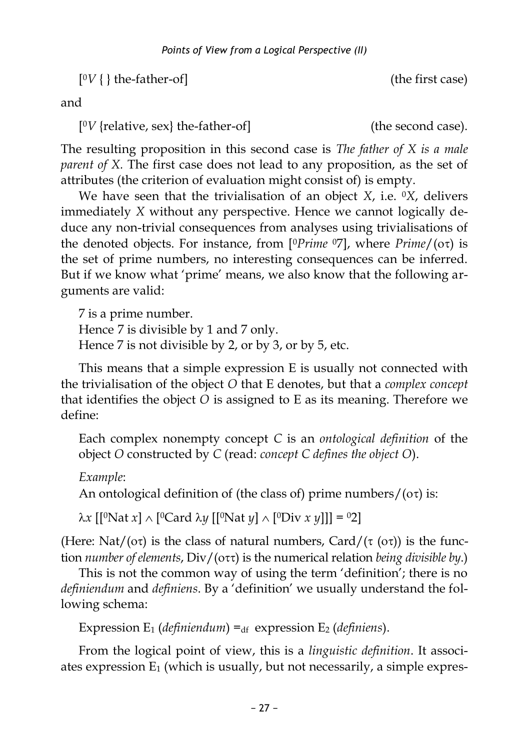$[^0V\ \{\}\ \text{the-father-of}]$ (the first case)

and

$[^0V\ \{\text{relative, sex}\}\ \text{the-father-of}]$ (the second case).

The resulting proposition in this second case is *The father of X is a male parent of X.* The first case does not lead to any proposition, as the set of attributes (the criterion of evaluation might consist of) is empty.

We have seen that the trivialisation of an object $X$, i.e. $^0X$, delivers immediately $X$ without any perspective. Hence we cannot logically deduce any non-trivial consequences from analyses using trivialisations of the denoted objects. For instance, from $[^0Prime\ ^07]$, where $Prime/(o\tau)$ is the set of prime numbers, no interesting consequences can be inferred. But if we know what 'prime' means, we also know that the following arguments are valid:

7 is a prime number.
Hence 7 is divisible by 1 and 7 only.
Hence 7 is not divisible by 2, or by 3, or by 5, etc.

This means that a simple expression E is usually not connected with the trivialisation of the object $O$ that E denotes, but that a *complex concept* that identifies the object $O$ is assigned to E as its meaning. Therefore we define:

Each complex nonempty concept $C$ is an *ontological definition* of the object $O$ constructed by $C$ (read: *concept C defines the object O*).

*Example*:

An ontological definition of (the class of) prime numbers/$(o\tau)$ is:

$$\lambda x\ [[^0\text{Nat}\ x] \wedge [^0\text{Card}\ \lambda y\ [[^0\text{Nat}\ y] \wedge [^0\text{Div}\ x\ y]]] = {}^02]$$

(Here: $\text{Nat}/(o\tau)$ is the class of natural numbers, $\text{Card}/(\tau\ (o\tau))$ is the function *number of elements*, $\text{Div}/(o\tau\tau)$ is the numerical relation *being divisible by*.)

This is not the common way of using the term 'definition'; there is no *definiendum* and *definiens*. By a 'definition' we usually understand the following schema:

Expression $E_1$ (*definiendum*) $=_{df}$ expression $E_2$ (*definiens*).

From the logical point of view, this is a *linguistic definition*. It associates expression $E_1$ (which is usually, but not necessarily, a simple expres-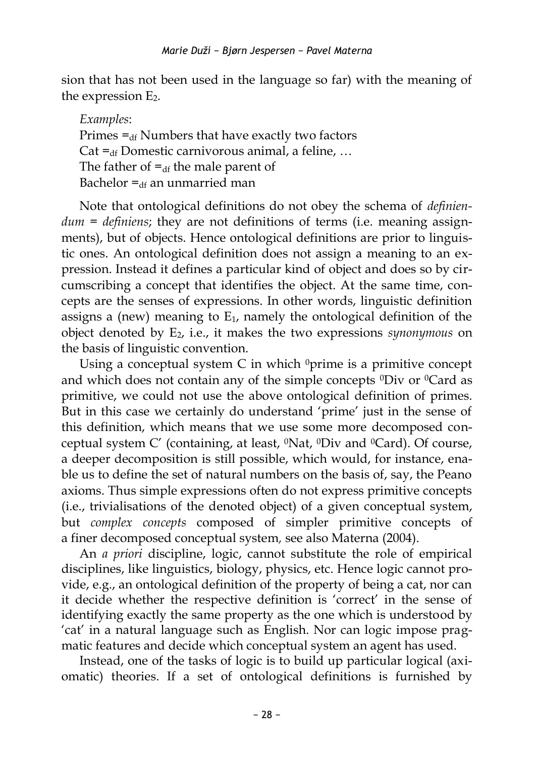sion that has not been used in the language so far) with the meaning of the expression $E_2$.

*Examples*:
Primes $=_{df}$ Numbers that have exactly two factors
Cat $=_{df}$ Domestic carnivorous animal, a feline, …
The father of $=_{df}$ the male parent of
Bachelor $=_{df}$ an unmarried man

Note that ontological definitions do not obey the schema of *definiendum = definiens*; they are not definitions of terms (i.e. meaning assignments), but of objects. Hence ontological definitions are prior to linguistic ones. An ontological definition does not assign a meaning to an expression. Instead it defines a particular kind of object and does so by circumscribing a concept that identifies the object. At the same time, concepts are the senses of expressions. In other words, linguistic definition assigns a (new) meaning to $E_1$, namely the ontological definition of the object denoted by $E_2$, i.e., it makes the two expressions *synonymous* on the basis of linguistic convention.

Using a conceptual system C in which $^0$prime is a primitive concept and which does not contain any of the simple concepts $^0$Div or $^0$Card as primitive, we could not use the above ontological definition of primes. But in this case we certainly do understand 'prime' just in the sense of this definition, which means that we use some more decomposed conceptual system C′ (containing, at least, $^0$Nat, $^0$Div and $^0$Card). Of course, a deeper decomposition is still possible, which would, for instance, enable us to define the set of natural numbers on the basis of, say, the Peano axioms. Thus simple expressions often do not express primitive concepts (i.e., trivialisations of the denoted object) of a given conceptual system, but *complex concepts* composed of simpler primitive concepts of a finer decomposed conceptual system, see also Materna (2004).

An *a priori* discipline, logic, cannot substitute the role of empirical disciplines, like linguistics, biology, physics, etc. Hence logic cannot provide, e.g., an ontological definition of the property of being a cat, nor can it decide whether the respective definition is 'correct' in the sense of identifying exactly the same property as the one which is understood by 'cat' in a natural language such as English. Nor can logic impose pragmatic features and decide which conceptual system an agent has used.

Instead, one of the tasks of logic is to build up particular logical (axiomatic) theories. If a set of ontological definitions is furnished by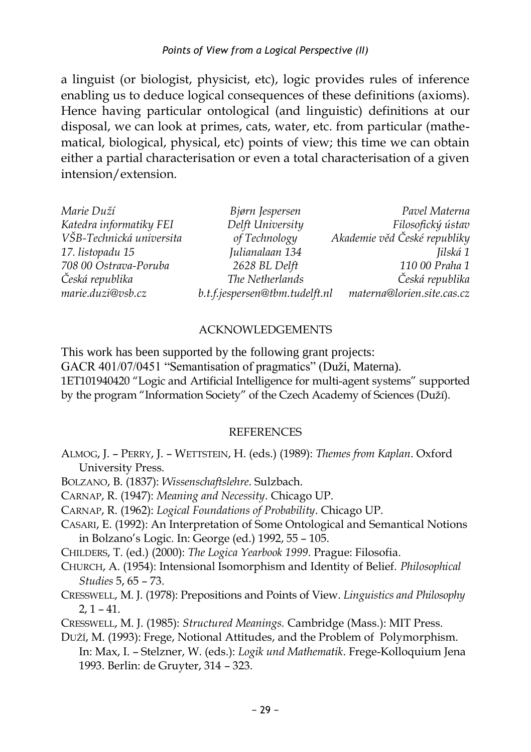a linguist (or biologist, physicist, etc), logic provides rules of inference enabling us to deduce logical consequences of these definitions (axioms). Hence having particular ontological (and linguistic) definitions at our disposal, we can look at primes, cats, water, etc. from particular (mathematical, biological, physical, etc) points of view; this time we can obtain either a partial characterisation or even a total characterisation of a given intension/extension.

*Marie Duží*
*Katedra informatiky FEI*
*VŠB-Technická universita*
*17. listopadu 15*
*708 00 Ostrava-Poruba*
*Česká republika*
*marie.duzi@vsb.cz*

*Bjørn Jespersen*
*Delft University*
*of Technology*
*Julianalaan 134*
*2628 BL Delft*
*The Netherlands*
*b.t.f.jespersen@tbm.tudelft.nl*

*Pavel Materna*
*Filosofický ústav*
*Akademie věd České republiky*
*Jilská 1*
*110 00 Praha 1*
*Česká republika*
*materna@lorien.site.cas.cz*

## ACKNOWLEDGEMENTS

This work has been supported by the following grant projects:
GACR 401/07/0451 "Semantisation of pragmatics" (Duží, Materna).
1ET101940420 "Logic and Artificial Intelligence for multi-agent systems" supported by the program "Information Society" of the Czech Academy of Sciences (Duží).

## REFERENCES

ALMOG, J. – PERRY, J. – WETTSTEIN, H. (eds.) (1989): *Themes from Kaplan*. Oxford University Press.

BOLZANO, B. (1837): *Wissenschaftslehre*. Sulzbach.

CARNAP, R. (1947): *Meaning and Necessity*. Chicago UP.

CARNAP, R. (1962): *Logical Foundations of Probability*. Chicago UP.

CASARI, E. (1992): An Interpretation of Some Ontological and Semantical Notions in Bolzano's Logic. In: George (ed.) 1992, 55 – 105.

CHILDERS, T. (ed.) (2000): *The Logica Yearbook 1999*. Prague: Filosofia.

CHURCH, A. (1954): Intensional Isomorphism and Identity of Belief. *Philosophical Studies* 5, 65 – 73.

CRESSWELL, M. J. (1978): Prepositions and Points of View. *Linguistics and Philosophy* 2, 1 – 41.

CRESSWELL, M. J. (1985): *Structured Meanings.* Cambridge (Mass.): MIT Press.

DUŽÍ, M. (1993): Frege, Notional Attitudes, and the Problem of Polymorphism. In: Max, I. – Stelzner, W. (eds.): *Logik und Mathematik*. Frege-Kolloquium Jena 1993. Berlin: de Gruyter, 314 – 323.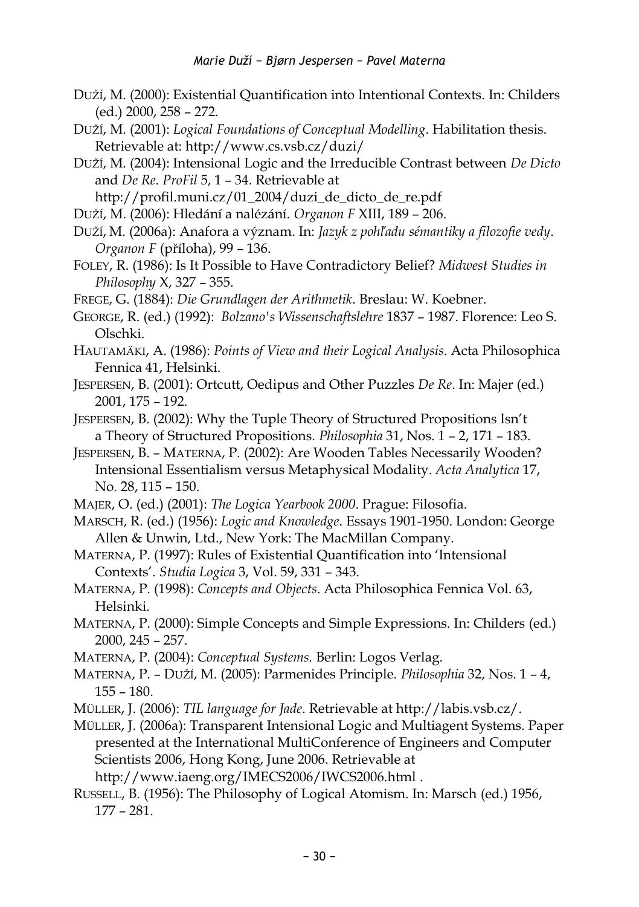DUŽÍ, M. (2000): Existential Quantification into Intentional Contexts. In: Childers (ed.) 2000, 258 – 272.

DUŽÍ, M. (2001): *Logical Foundations of Conceptual Modelling*. Habilitation thesis. Retrievable at: http://www.cs.vsb.cz/duzi/

DUŽÍ, M. (2004): Intensional Logic and the Irreducible Contrast between *De Dicto* and *De Re*. *ProFil* 5, 1 – 34. Retrievable at http://profil.muni.cz/01_2004/duzi_de_dicto_de_re.pdf

DUŽÍ, M. (2006): Hledání a nalézání. *Organon F* XIII, 189 – 206.

DUŽÍ, M. (2006a): Anafora a význam. In: *Jazyk z pohľadu sémantiky a filozofie vedy*. *Organon F* (příloha), 99 – 136.

FOLEY, R. (1986): Is It Possible to Have Contradictory Belief? *Midwest Studies in Philosophy* X, 327 – 355.

FREGE, G. (1884): *Die Grundlagen der Arithmetik*. Breslau: W. Koebner.

GEORGE, R. (ed.) (1992): *Bolzano's Wissenschaftslehre* 1837 – 1987. Florence: Leo S. Olschki.

HAUTAMÄKI, A. (1986): *Points of View and their Logical Analysis*. Acta Philosophica Fennica 41, Helsinki.

JESPERSEN, B. (2001): Ortcutt, Oedipus and Other Puzzles *De Re*. In: Majer (ed.) 2001, 175 – 192.

JESPERSEN, B. (2002): Why the Tuple Theory of Structured Propositions Isn't a Theory of Structured Propositions. *Philosophia* 31, Nos. 1 – 2, 171 – 183.

JESPERSEN, B. – MATERNA, P. (2002): Are Wooden Tables Necessarily Wooden? Intensional Essentialism versus Metaphysical Modality. *Acta Analytica* 17, No. 28, 115 – 150.

MAJER, O. (ed.) (2001): *The Logica Yearbook 2000*. Prague: Filosofia.

MARSCH, R. (ed.) (1956): *Logic and Knowledge*. Essays 1901-1950. London: George Allen & Unwin, Ltd., New York: The MacMillan Company.

MATERNA, P. (1997): Rules of Existential Quantification into 'Intensional Contexts'. *Studia Logica* 3, Vol. 59, 331 – 343.

MATERNA, P. (1998): *Concepts and Objects*. Acta Philosophica Fennica Vol. 63, Helsinki.

MATERNA, P. (2000): Simple Concepts and Simple Expressions. In: Childers (ed.) 2000, 245 – 257.

MATERNA, P. (2004): *Conceptual Systems.* Berlin: Logos Verlag.

MATERNA, P. – DUŽÍ, M. (2005): Parmenides Principle. *Philosophia* 32, Nos. 1 – 4, 155 – 180.

MÜLLER, J. (2006): *TIL language for Jade*. Retrievable at http://labis.vsb.cz/.

MÜLLER, J. (2006a): Transparent Intensional Logic and Multiagent Systems. Paper presented at the International MultiConference of Engineers and Computer Scientists 2006, Hong Kong, June 2006. Retrievable at http://www.iaeng.org/IMECS2006/IWCS2006.html .

RUSSELL, B. (1956): The Philosophy of Logical Atomism. In: Marsch (ed.) 1956, 177 – 281.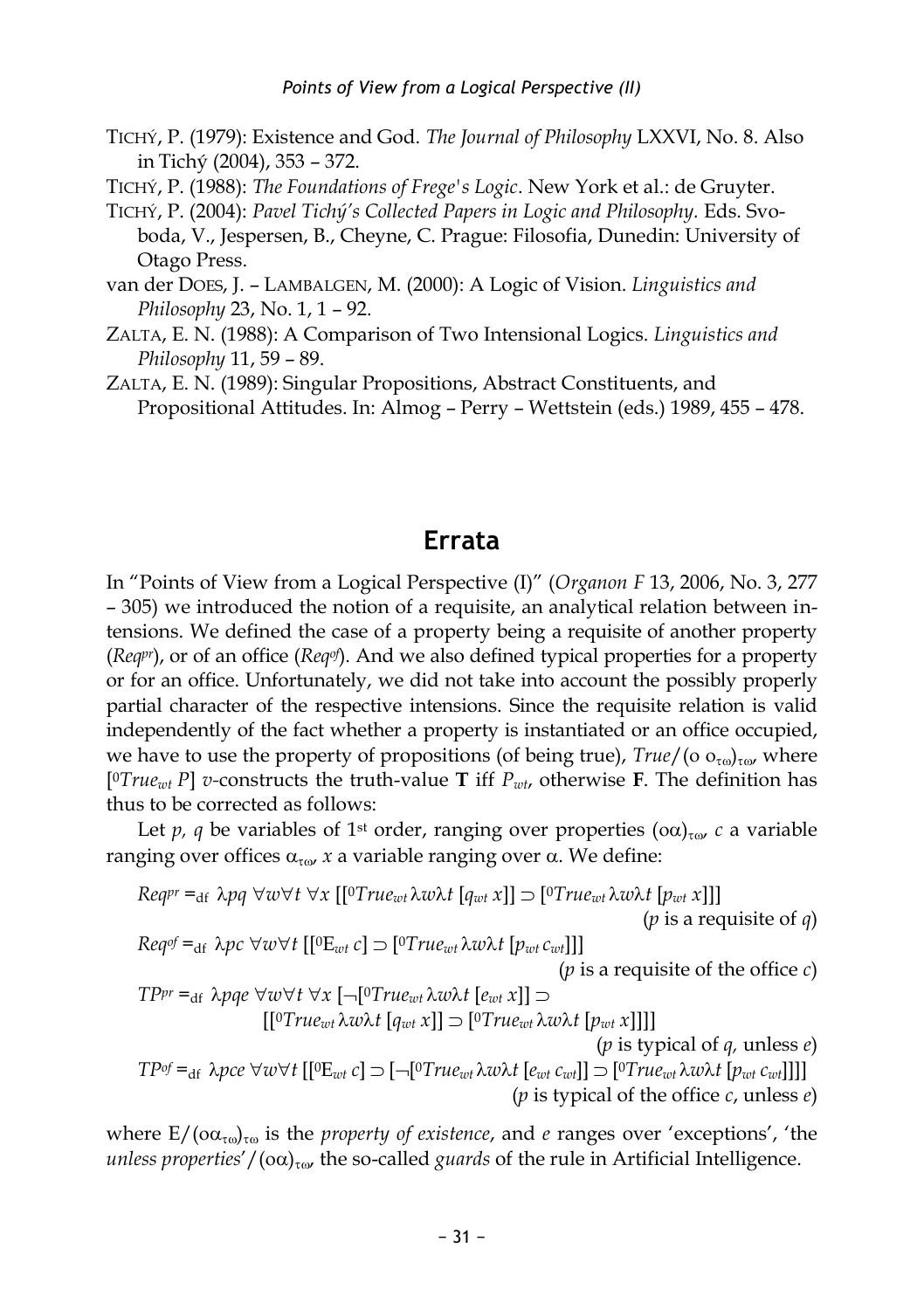TICHÝ, P. (1979): Existence and God. *The Journal of Philosophy* LXXVI, No. 8. Also in Tichý (2004), 353 – 372.

TICHÝ, P. (1988): *The Foundations of Frege's Logic*. New York et al.: de Gruyter.

TICHÝ, P. (2004): *Pavel Tichý's Collected Papers in Logic and Philosophy*. Eds. Svoboda, V., Jespersen, B., Cheyne, C. Prague: Filosofia, Dunedin: University of Otago Press.

van der DOES, J. – LAMBALGEN, M. (2000): A Logic of Vision. *Linguistics and Philosophy* 23, No. 1, 1 – 92.

ZALTA, E. N. (1988): A Comparison of Two Intensional Logics. *Linguistics and Philosophy* 11, 59 – 89.

ZALTA, E. N. (1989): Singular Propositions, Abstract Constituents, and Propositional Attitudes. In: Almog – Perry – Wettstein (eds.) 1989, 455 – 478.

## Errata

In "Points of View from a Logical Perspective (I)" (*Organon F* 13, 2006, No. 3, 277 – 305) we introduced the notion of a requisite, an analytical relation between intensions. We defined the case of a property being a requisite of another property ($Req^{pr}$), or of an office ($Req^{of}$). And we also defined typical properties for a property or for an office. Unfortunately, we did not take into account the possibly properly partial character of the respective intensions. Since the requisite relation is valid independently of the fact whether a property is instantiated or an office occupied, we have to use the property of propositions (of being true), $True/(o\ o_{\tau\omega})_{\tau\omega}$, where $[{}^0True_{wt}\ P]$ $v$-constructs the truth-value **T** iff $P_{wt}$, otherwise **F**. The definition has thus to be corrected as follows:

Let $p$, $q$ be variables of 1st order, ranging over properties $(o\alpha)_{\tau\omega}$, $c$ a variable ranging over offices $\alpha_{\tau\omega}$, $x$ a variable ranging over $\alpha$. We define:

$$Req^{pr} =_{df} \lambda pq\ \forall w \forall t\ \forall x\ [[{}^0True_{wt}\, \lambda w \lambda t\ [q_{wt}\ x]] \supset [{}^0True_{wt}\, \lambda w \lambda t\ [p_{wt}\ x]]]$$

($p$ is a requisite of $q$)

$$Req^{of} =_{df} \lambda pc\ \forall w \forall t\ [[{}^0\mathrm{E}_{wt}\ c] \supset [{}^0True_{wt}\, \lambda w \lambda t\ [p_{wt}\ c_{wt}]]]$$

($p$ is a requisite of the office $c$)

$$TP^{pr} =_{df} \lambda pqe\ \forall w \forall t\ \forall x\ [\neg[{}^0True_{wt}\, \lambda w \lambda t\ [e_{wt}\ x]] \supset [[{}^0True_{wt}\, \lambda w \lambda t\ [q_{wt}\ x]] \supset [{}^0True_{wt}\, \lambda w \lambda t\ [p_{wt}\ x]]]]$$

($p$ is typical of $q$, unless $e$)

$$TP^{of} =_{df} \lambda pce\ \forall w \forall t\ [[{}^0\mathrm{E}_{wt}\ c] \supset [\neg[{}^0True_{wt}\, \lambda w \lambda t\ [e_{wt}\ c_{wt}]] \supset [{}^0True_{wt}\, \lambda w \lambda t\ [p_{wt}\ c_{wt}]]]]$$

($p$ is typical of the office $c$, unless $e$)

where $\mathrm{E}/(o\alpha_{\tau\omega})_{\tau\omega}$ is the *property of existence*, and $e$ ranges over 'exceptions', 'the *unless properties*'$/(o\alpha)_{\tau\omega}$, the so-called *guards* of the rule in Artificial Intelligence.